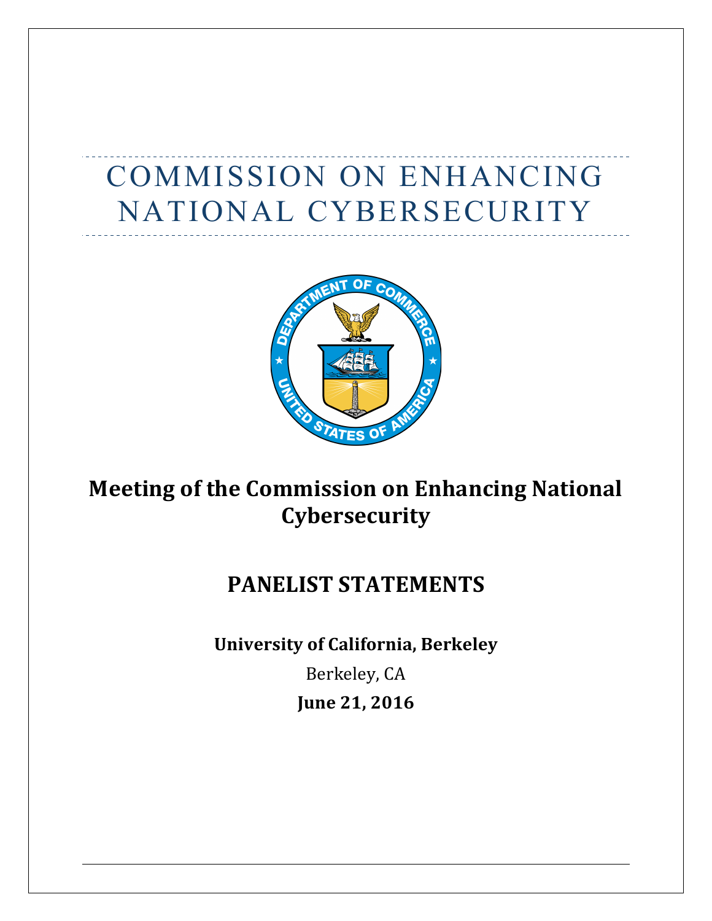# COMMISSION ON ENHANCING NATIONAL CYBERSECURITY

## Meeting of the Commission on Enhancing National Cybersecurity

## PANELIST STATEMENTS

**University of California, Berkeley**

Berkeley, CA

**June 21, 2016**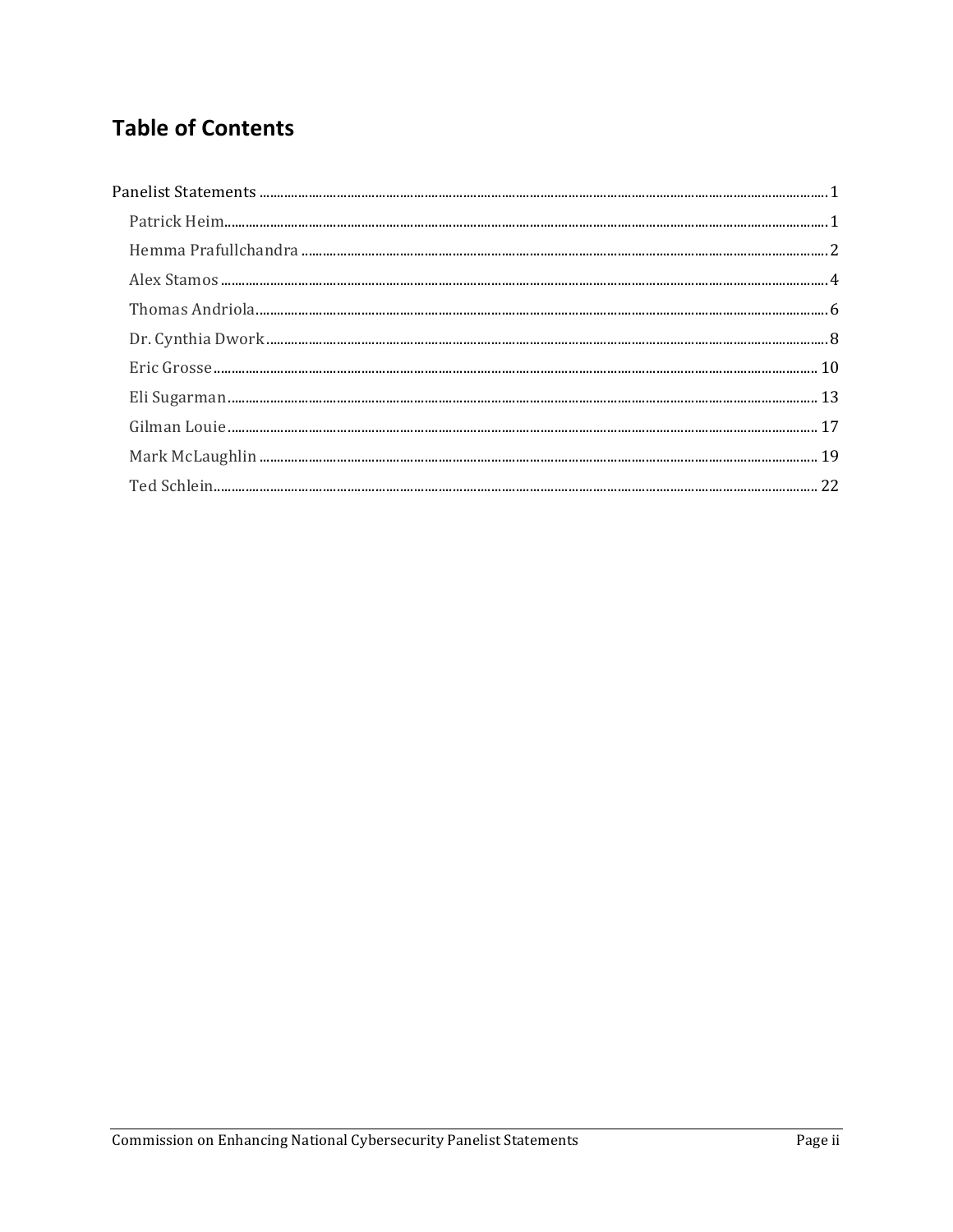# Table of Contents

Panelist Statements ....... 1

- Patrick Heim ....... 1
- Hemma Prafullchandra ....... 2
- Alex Stamos ....... 4
- Thomas Andriola ....... 6
- Dr. Cynthia Dwork ....... 8
- Eric Grosse ....... 10
- Eli Sugarman ....... 13
- Gilman Louie ....... 17
- Mark McLaughlin ....... 19
- Ted Schlein ....... 22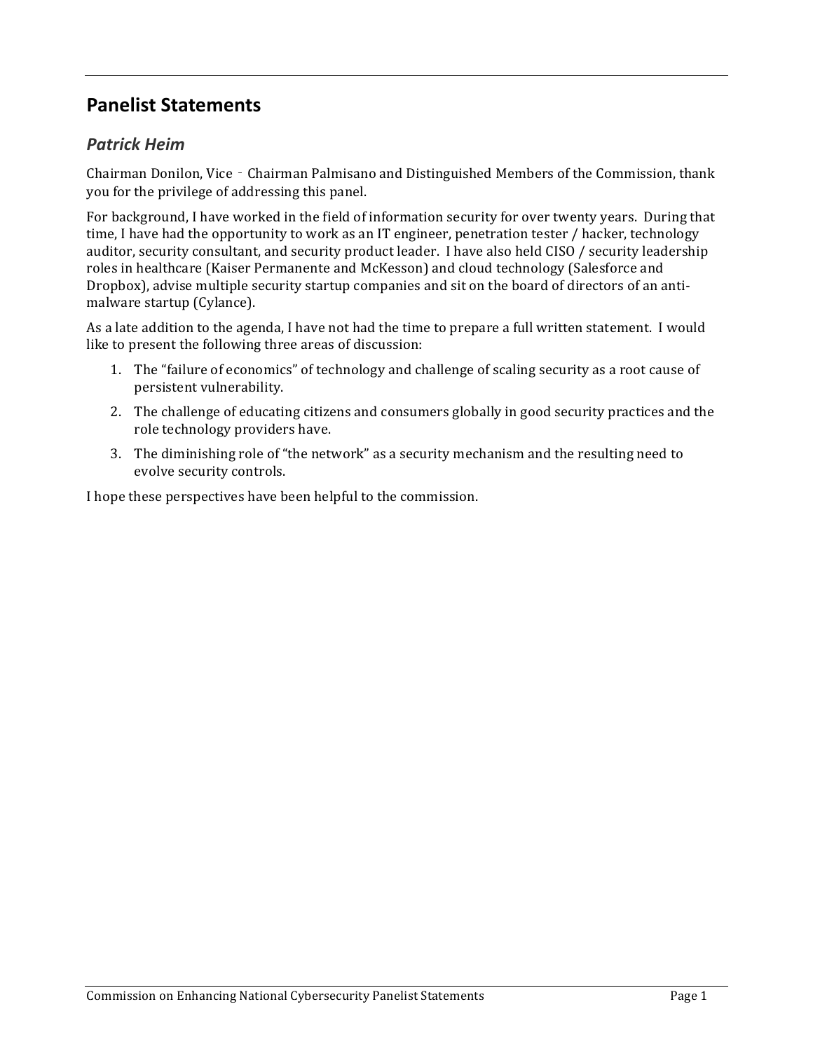## Panelist Statements

### *Patrick Heim*

Chairman Donilon, Vice‐Chairman Palmisano and Distinguished Members of the Commission, thank you for the privilege of addressing this panel.

For background, I have worked in the field of information security for over twenty years. During that time, I have had the opportunity to work as an IT engineer, penetration tester / hacker, technology auditor, security consultant, and security product leader. I have also held CISO / security leadership roles in healthcare (Kaiser Permanente and McKesson) and cloud technology (Salesforce and Dropbox), advise multiple security startup companies and sit on the board of directors of an anti-malware startup (Cylance).

As a late addition to the agenda, I have not had the time to prepare a full written statement. I would like to present the following three areas of discussion:

1. The "failure of economics" of technology and challenge of scaling security as a root cause of persistent vulnerability.
2. The challenge of educating citizens and consumers globally in good security practices and the role technology providers have.
3. The diminishing role of "the network" as a security mechanism and the resulting need to evolve security controls.

I hope these perspectives have been helpful to the commission.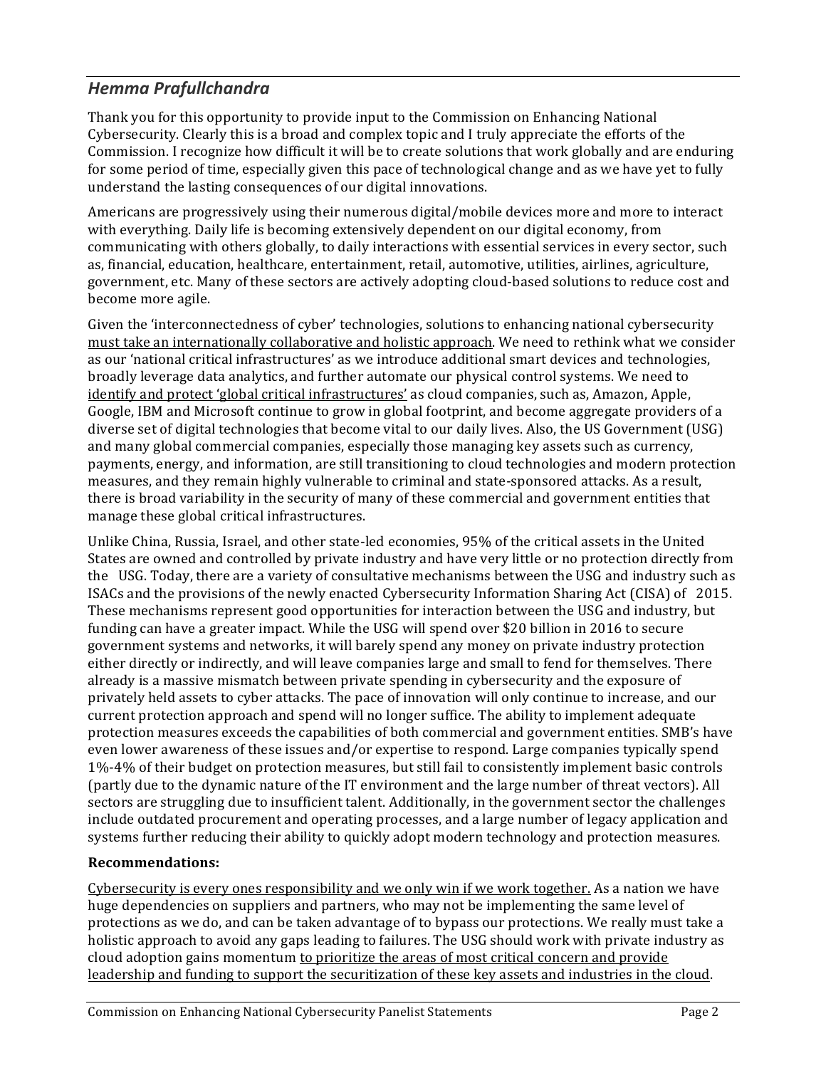## *Hemma Prafullchandra*

Thank you for this opportunity to provide input to the Commission on Enhancing National Cybersecurity. Clearly this is a broad and complex topic and I truly appreciate the efforts of the Commission. I recognize how difficult it will be to create solutions that work globally and are enduring for some period of time, especially given this pace of technological change and as we have yet to fully understand the lasting consequences of our digital innovations.

Americans are progressively using their numerous digital/mobile devices more and more to interact with everything. Daily life is becoming extensively dependent on our digital economy, from communicating with others globally, to daily interactions with essential services in every sector, such as, financial, education, healthcare, entertainment, retail, automotive, utilities, airlines, agriculture, government, etc. Many of these sectors are actively adopting cloud-based solutions to reduce cost and become more agile.

Given the 'interconnectedness of cyber' technologies, solutions to enhancing national cybersecurity <u>must take an internationally collaborative and holistic approach</u>. We need to rethink what we consider as our 'national critical infrastructures' as we introduce additional smart devices and technologies, broadly leverage data analytics, and further automate our physical control systems. We need to <u>identify and protect 'global critical infrastructures'</u> as cloud companies, such as, Amazon, Apple, Google, IBM and Microsoft continue to grow in global footprint, and become aggregate providers of a diverse set of digital technologies that become vital to our daily lives. Also, the US Government (USG) and many global commercial companies, especially those managing key assets such as currency, payments, energy, and information, are still transitioning to cloud technologies and modern protection measures, and they remain highly vulnerable to criminal and state-sponsored attacks. As a result, there is broad variability in the security of many of these commercial and government entities that manage these global critical infrastructures.

Unlike China, Russia, Israel, and other state-led economies, 95% of the critical assets in the United States are owned and controlled by private industry and have very little or no protection directly from the USG. Today, there are a variety of consultative mechanisms between the USG and industry such as ISACs and the provisions of the newly enacted Cybersecurity Information Sharing Act (CISA) of 2015. These mechanisms represent good opportunities for interaction between the USG and industry, but funding can have a greater impact. While the USG will spend over $20 billion in 2016 to secure government systems and networks, it will barely spend any money on private industry protection either directly or indirectly, and will leave companies large and small to fend for themselves. There already is a massive mismatch between private spending in cybersecurity and the exposure of privately held assets to cyber attacks. The pace of innovation will only continue to increase, and our current protection approach and spend will no longer suffice. The ability to implement adequate protection measures exceeds the capabilities of both commercial and government entities. SMB's have even lower awareness of these issues and/or expertise to respond. Large companies typically spend 1%-4% of their budget on protection measures, but still fail to consistently implement basic controls (partly due to the dynamic nature of the IT environment and the large number of threat vectors). All sectors are struggling due to insufficient talent. Additionally, in the government sector the challenges include outdated procurement and operating processes, and a large number of legacy application and systems further reducing their ability to quickly adopt modern technology and protection measures.

**Recommendations:**

<u>Cybersecurity is every ones responsibility and we only win if we work together.</u> As a nation we have huge dependencies on suppliers and partners, who may not be implementing the same level of protections as we do, and can be taken advantage of to bypass our protections. We really must take a holistic approach to avoid any gaps leading to failures. The USG should work with private industry as cloud adoption gains momentum <u>to prioritize the areas of most critical concern and provide leadership and funding to support the securitization of these key assets and industries in the cloud</u>.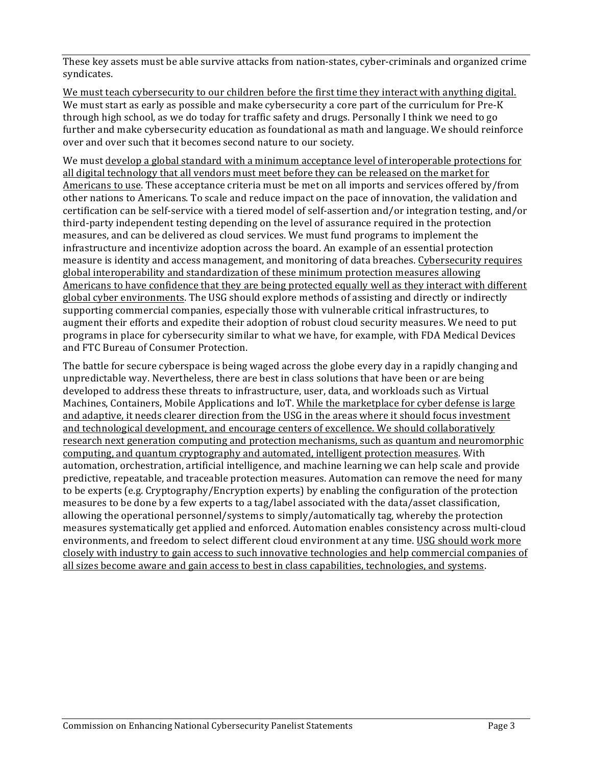These key assets must be able survive attacks from nation-states, cyber-criminals and organized crime syndicates.

<u>We must teach cybersecurity to our children before the first time they interact with anything digital.</u> We must start as early as possible and make cybersecurity a core part of the curriculum for Pre-K through high school, as we do today for traffic safety and drugs. Personally I think we need to go further and make cybersecurity education as foundational as math and language. We should reinforce over and over such that it becomes second nature to our society.

We must <u>develop a global standard with a minimum acceptance level of interoperable protections for all digital technology that all vendors must meet before they can be released on the market for Americans to use</u>. These acceptance criteria must be met on all imports and services offered by/from other nations to Americans. To scale and reduce impact on the pace of innovation, the validation and certification can be self-service with a tiered model of self-assertion and/or integration testing, and/or third-party independent testing depending on the level of assurance required in the protection measures, and can be delivered as cloud services. We must fund programs to implement the infrastructure and incentivize adoption across the board. An example of an essential protection measure is identity and access management, and monitoring of data breaches. <u>Cybersecurity requires global interoperability and standardization of these minimum protection measures allowing Americans to have confidence that they are being protected equally well as they interact with different global cyber environments</u>. The USG should explore methods of assisting and directly or indirectly supporting commercial companies, especially those with vulnerable critical infrastructures, to augment their efforts and expedite their adoption of robust cloud security measures. We need to put programs in place for cybersecurity similar to what we have, for example, with FDA Medical Devices and FTC Bureau of Consumer Protection.

The battle for secure cyberspace is being waged across the globe every day in a rapidly changing and unpredictable way. Nevertheless, there are best in class solutions that have been or are being developed to address these threats to infrastructure, user, data, and workloads such as Virtual Machines, Containers, Mobile Applications and IoT. <u>While the marketplace for cyber defense is large and adaptive, it needs clearer direction from the USG in the areas where it should focus investment and technological development, and encourage centers of excellence. We should collaboratively research next generation computing and protection mechanisms, such as quantum and neuromorphic computing, and quantum cryptography and automated, intelligent protection measures</u>. With automation, orchestration, artificial intelligence, and machine learning we can help scale and provide predictive, repeatable, and traceable protection measures. Automation can remove the need for many to be experts (e.g. Cryptography/Encryption experts) by enabling the configuration of the protection measures to be done by a few experts to a tag/label associated with the data/asset classification, allowing the operational personnel/systems to simply/automatically tag, whereby the protection measures systematically get applied and enforced. Automation enables consistency across multi-cloud environments, and freedom to select different cloud environment at any time. <u>USG should work more closely with industry to gain access to such innovative technologies and help commercial companies of all sizes become aware and gain access to best in class capabilities, technologies, and systems</u>.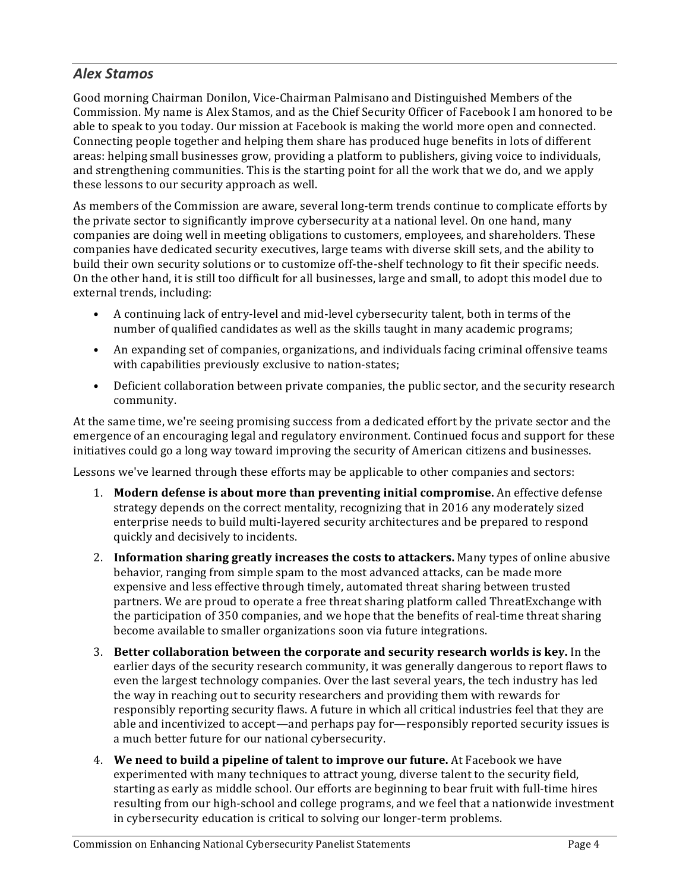## *Alex Stamos*

Good morning Chairman Donilon, Vice-Chairman Palmisano and Distinguished Members of the Commission. My name is Alex Stamos, and as the Chief Security Officer of Facebook I am honored to be able to speak to you today. Our mission at Facebook is making the world more open and connected. Connecting people together and helping them share has produced huge benefits in lots of different areas: helping small businesses grow, providing a platform to publishers, giving voice to individuals, and strengthening communities. This is the starting point for all the work that we do, and we apply these lessons to our security approach as well.

As members of the Commission are aware, several long-term trends continue to complicate efforts by the private sector to significantly improve cybersecurity at a national level. On one hand, many companies are doing well in meeting obligations to customers, employees, and shareholders. These companies have dedicated security executives, large teams with diverse skill sets, and the ability to build their own security solutions or to customize off-the-shelf technology to fit their specific needs. On the other hand, it is still too difficult for all businesses, large and small, to adopt this model due to external trends, including:

- A continuing lack of entry-level and mid-level cybersecurity talent, both in terms of the number of qualified candidates as well as the skills taught in many academic programs;
- An expanding set of companies, organizations, and individuals facing criminal offensive teams with capabilities previously exclusive to nation-states;
- Deficient collaboration between private companies, the public sector, and the security research community.

At the same time, we're seeing promising success from a dedicated effort by the private sector and the emergence of an encouraging legal and regulatory environment. Continued focus and support for these initiatives could go a long way toward improving the security of American citizens and businesses.

Lessons we've learned through these efforts may be applicable to other companies and sectors:

1. **Modern defense is about more than preventing initial compromise.** An effective defense strategy depends on the correct mentality, recognizing that in 2016 any moderately sized enterprise needs to build multi-layered security architectures and be prepared to respond quickly and decisively to incidents.
2. **Information sharing greatly increases the costs to attackers.** Many types of online abusive behavior, ranging from simple spam to the most advanced attacks, can be made more expensive and less effective through timely, automated threat sharing between trusted partners. We are proud to operate a free threat sharing platform called ThreatExchange with the participation of 350 companies, and we hope that the benefits of real-time threat sharing become available to smaller organizations soon via future integrations.
3. **Better collaboration between the corporate and security research worlds is key.** In the earlier days of the security research community, it was generally dangerous to report flaws to even the largest technology companies. Over the last several years, the tech industry has led the way in reaching out to security researchers and providing them with rewards for responsibly reporting security flaws. A future in which all critical industries feel that they are able and incentivized to accept—and perhaps pay for—responsibly reported security issues is a much better future for our national cybersecurity.
4. **We need to build a pipeline of talent to improve our future.** At Facebook we have experimented with many techniques to attract young, diverse talent to the security field, starting as early as middle school. Our efforts are beginning to bear fruit with full-time hires resulting from our high-school and college programs, and we feel that a nationwide investment in cybersecurity education is critical to solving our longer-term problems.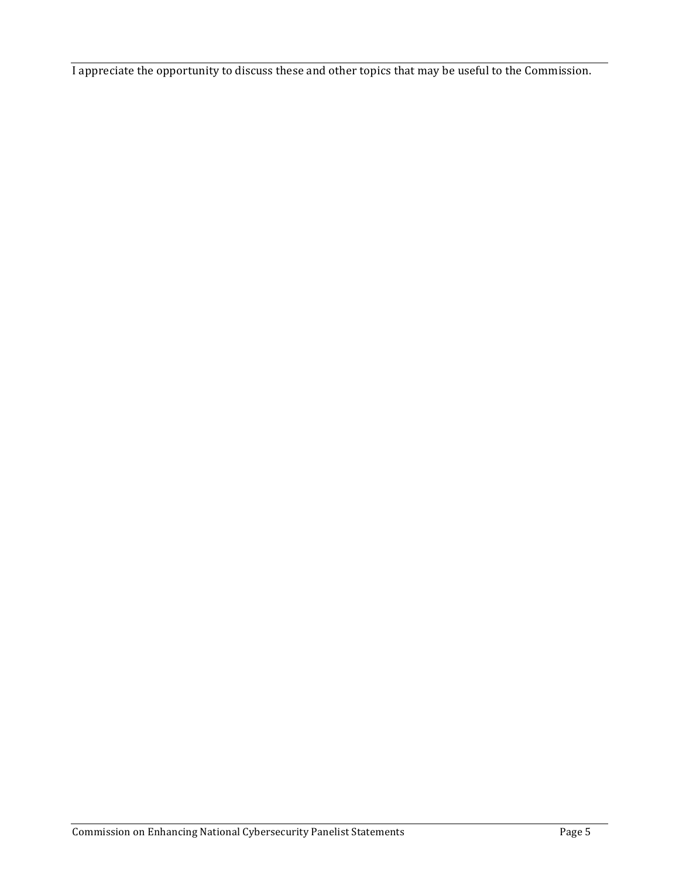I appreciate the opportunity to discuss these and other topics that may be useful to the Commission.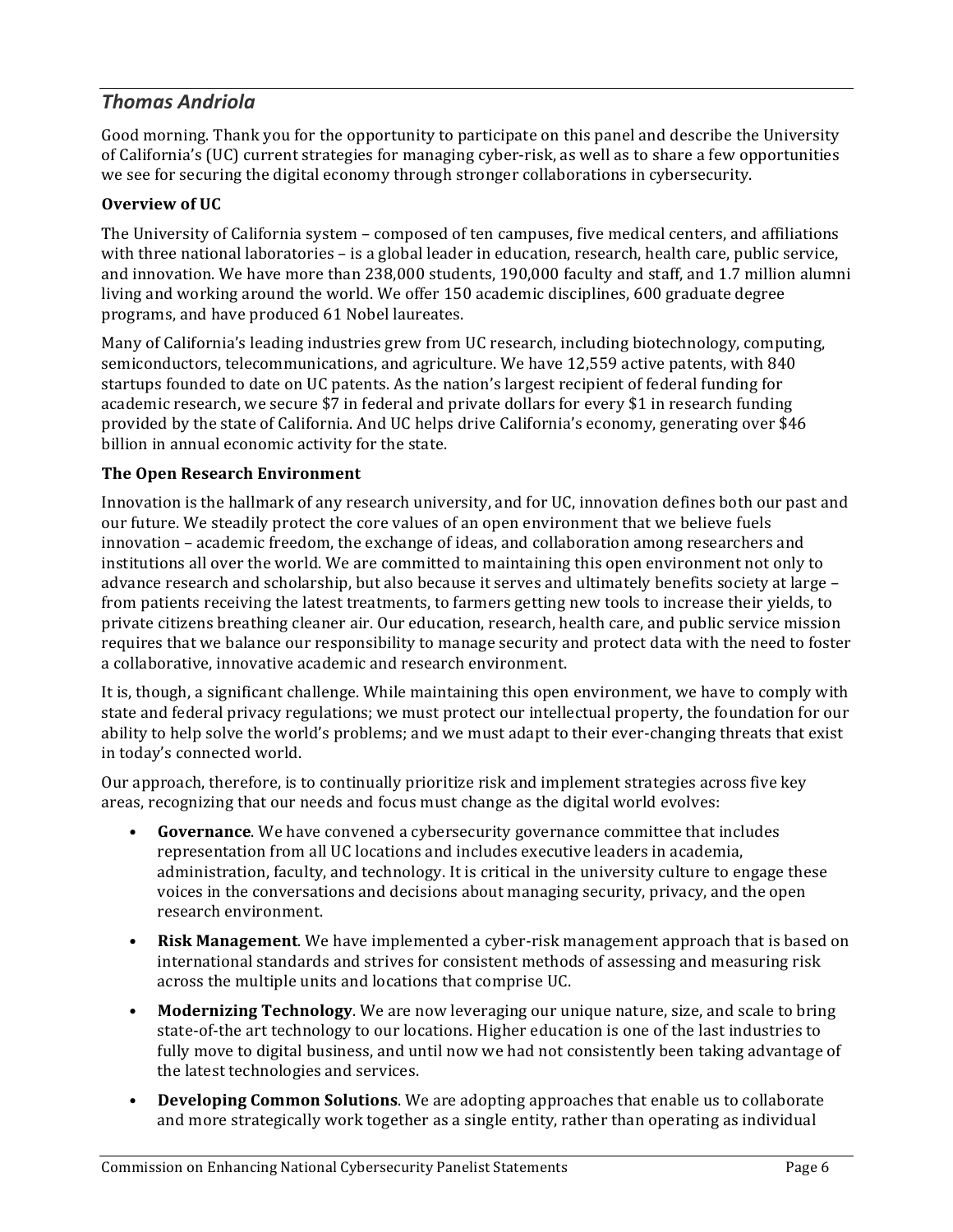## *Thomas Andriola*

Good morning. Thank you for the opportunity to participate on this panel and describe the University of California's (UC) current strategies for managing cyber-risk, as well as to share a few opportunities we see for securing the digital economy through stronger collaborations in cybersecurity.

### Overview of UC

The University of California system – composed of ten campuses, five medical centers, and affiliations with three national laboratories – is a global leader in education, research, health care, public service, and innovation. We have more than 238,000 students, 190,000 faculty and staff, and 1.7 million alumni living and working around the world. We offer 150 academic disciplines, 600 graduate degree programs, and have produced 61 Nobel laureates.

Many of California's leading industries grew from UC research, including biotechnology, computing, semiconductors, telecommunications, and agriculture. We have 12,559 active patents, with 840 startups founded to date on UC patents. As the nation's largest recipient of federal funding for academic research, we secure $7 in federal and private dollars for every $1 in research funding provided by the state of California. And UC helps drive California's economy, generating over $46 billion in annual economic activity for the state.

### The Open Research Environment

Innovation is the hallmark of any research university, and for UC, innovation defines both our past and our future. We steadily protect the core values of an open environment that we believe fuels innovation – academic freedom, the exchange of ideas, and collaboration among researchers and institutions all over the world. We are committed to maintaining this open environment not only to advance research and scholarship, but also because it serves and ultimately benefits society at large – from patients receiving the latest treatments, to farmers getting new tools to increase their yields, to private citizens breathing cleaner air. Our education, research, health care, and public service mission requires that we balance our responsibility to manage security and protect data with the need to foster a collaborative, innovative academic and research environment.

It is, though, a significant challenge. While maintaining this open environment, we have to comply with state and federal privacy regulations; we must protect our intellectual property, the foundation for our ability to help solve the world's problems; and we must adapt to their ever-changing threats that exist in today's connected world.

Our approach, therefore, is to continually prioritize risk and implement strategies across five key areas, recognizing that our needs and focus must change as the digital world evolves:

- **Governance**. We have convened a cybersecurity governance committee that includes representation from all UC locations and includes executive leaders in academia, administration, faculty, and technology. It is critical in the university culture to engage these voices in the conversations and decisions about managing security, privacy, and the open research environment.
- **Risk Management**. We have implemented a cyber-risk management approach that is based on international standards and strives for consistent methods of assessing and measuring risk across the multiple units and locations that comprise UC.
- **Modernizing Technology**. We are now leveraging our unique nature, size, and scale to bring state-of-the art technology to our locations. Higher education is one of the last industries to fully move to digital business, and until now we had not consistently been taking advantage of the latest technologies and services.
- **Developing Common Solutions**. We are adopting approaches that enable us to collaborate and more strategically work together as a single entity, rather than operating as individual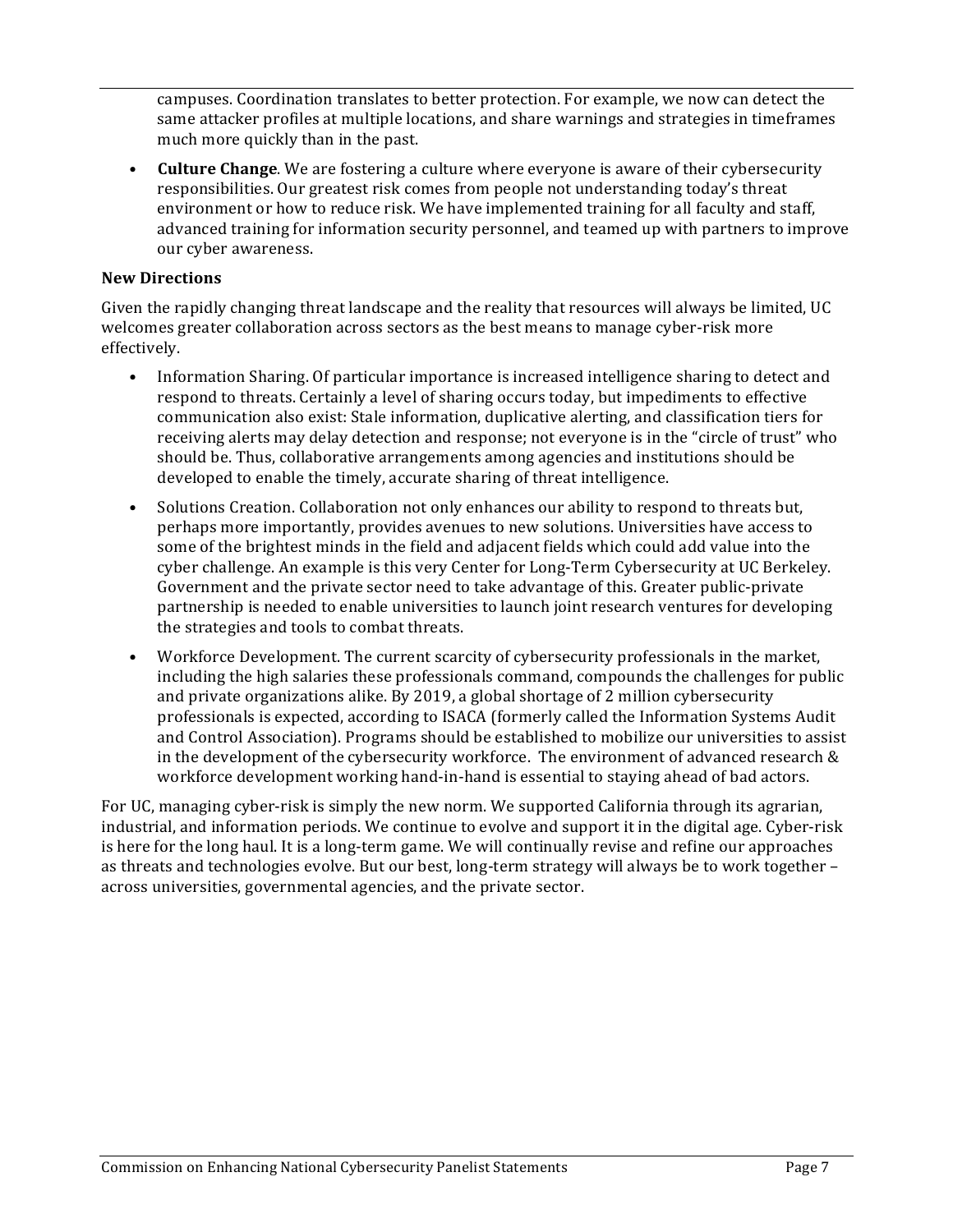campuses. Coordination translates to better protection. For example, we now can detect the same attacker profiles at multiple locations, and share warnings and strategies in timeframes much more quickly than in the past.

- **Culture Change**. We are fostering a culture where everyone is aware of their cybersecurity responsibilities. Our greatest risk comes from people not understanding today's threat environment or how to reduce risk. We have implemented training for all faculty and staff, advanced training for information security personnel, and teamed up with partners to improve our cyber awareness.

**New Directions**

Given the rapidly changing threat landscape and the reality that resources will always be limited, UC welcomes greater collaboration across sectors as the best means to manage cyber-risk more effectively.

- Information Sharing. Of particular importance is increased intelligence sharing to detect and respond to threats. Certainly a level of sharing occurs today, but impediments to effective communication also exist: Stale information, duplicative alerting, and classification tiers for receiving alerts may delay detection and response; not everyone is in the "circle of trust" who should be. Thus, collaborative arrangements among agencies and institutions should be developed to enable the timely, accurate sharing of threat intelligence.
- Solutions Creation. Collaboration not only enhances our ability to respond to threats but, perhaps more importantly, provides avenues to new solutions. Universities have access to some of the brightest minds in the field and adjacent fields which could add value into the cyber challenge. An example is this very Center for Long-Term Cybersecurity at UC Berkeley. Government and the private sector need to take advantage of this. Greater public-private partnership is needed to enable universities to launch joint research ventures for developing the strategies and tools to combat threats.
- Workforce Development. The current scarcity of cybersecurity professionals in the market, including the high salaries these professionals command, compounds the challenges for public and private organizations alike. By 2019, a global shortage of 2 million cybersecurity professionals is expected, according to ISACA (formerly called the Information Systems Audit and Control Association). Programs should be established to mobilize our universities to assist in the development of the cybersecurity workforce. The environment of advanced research & workforce development working hand-in-hand is essential to staying ahead of bad actors.

For UC, managing cyber-risk is simply the new norm. We supported California through its agrarian, industrial, and information periods. We continue to evolve and support it in the digital age. Cyber-risk is here for the long haul. It is a long-term game. We will continually revise and refine our approaches as threats and technologies evolve. But our best, long-term strategy will always be to work together – across universities, governmental agencies, and the private sector.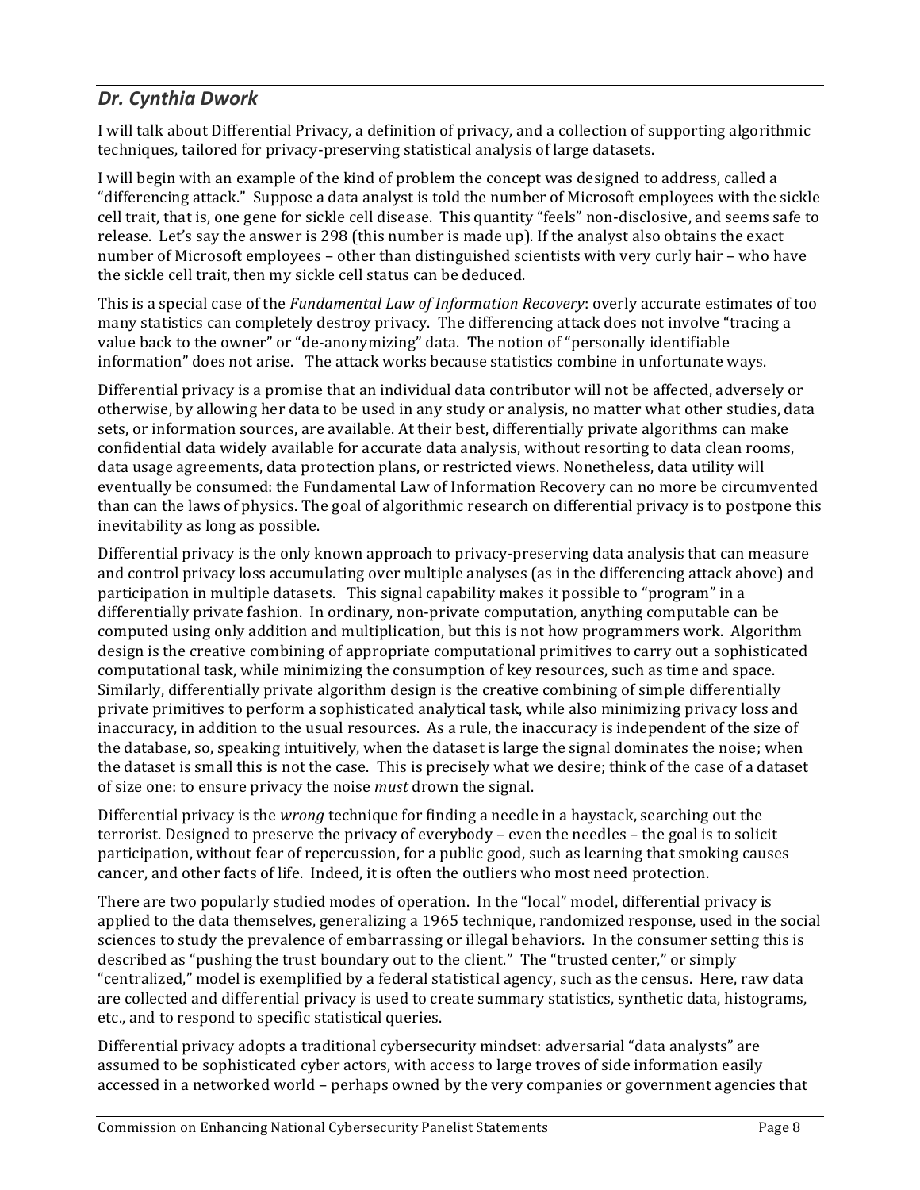## *Dr. Cynthia Dwork*

I will talk about Differential Privacy, a definition of privacy, and a collection of supporting algorithmic techniques, tailored for privacy-preserving statistical analysis of large datasets.

I will begin with an example of the kind of problem the concept was designed to address, called a "differencing attack." Suppose a data analyst is told the number of Microsoft employees with the sickle cell trait, that is, one gene for sickle cell disease. This quantity "feels" non-disclosive, and seems safe to release. Let's say the answer is 298 (this number is made up). If the analyst also obtains the exact number of Microsoft employees – other than distinguished scientists with very curly hair – who have the sickle cell trait, then my sickle cell status can be deduced.

This is a special case of the *Fundamental Law of Information Recovery*: overly accurate estimates of too many statistics can completely destroy privacy. The differencing attack does not involve "tracing a value back to the owner" or "de-anonymizing" data. The notion of "personally identifiable information" does not arise. The attack works because statistics combine in unfortunate ways.

Differential privacy is a promise that an individual data contributor will not be affected, adversely or otherwise, by allowing her data to be used in any study or analysis, no matter what other studies, data sets, or information sources, are available. At their best, differentially private algorithms can make confidential data widely available for accurate data analysis, without resorting to data clean rooms, data usage agreements, data protection plans, or restricted views. Nonetheless, data utility will eventually be consumed: the Fundamental Law of Information Recovery can no more be circumvented than can the laws of physics. The goal of algorithmic research on differential privacy is to postpone this inevitability as long as possible.

Differential privacy is the only known approach to privacy-preserving data analysis that can measure and control privacy loss accumulating over multiple analyses (as in the differencing attack above) and participation in multiple datasets. This signal capability makes it possible to "program" in a differentially private fashion. In ordinary, non-private computation, anything computable can be computed using only addition and multiplication, but this is not how programmers work. Algorithm design is the creative combining of appropriate computational primitives to carry out a sophisticated computational task, while minimizing the consumption of key resources, such as time and space. Similarly, differentially private algorithm design is the creative combining of simple differentially private primitives to perform a sophisticated analytical task, while also minimizing privacy loss and inaccuracy, in addition to the usual resources. As a rule, the inaccuracy is independent of the size of the database, so, speaking intuitively, when the dataset is large the signal dominates the noise; when the dataset is small this is not the case. This is precisely what we desire; think of the case of a dataset of size one: to ensure privacy the noise *must* drown the signal.

Differential privacy is the *wrong* technique for finding a needle in a haystack, searching out the terrorist. Designed to preserve the privacy of everybody – even the needles – the goal is to solicit participation, without fear of repercussion, for a public good, such as learning that smoking causes cancer, and other facts of life. Indeed, it is often the outliers who most need protection.

There are two popularly studied modes of operation. In the "local" model, differential privacy is applied to the data themselves, generalizing a 1965 technique, randomized response, used in the social sciences to study the prevalence of embarrassing or illegal behaviors. In the consumer setting this is described as "pushing the trust boundary out to the client." The "trusted center," or simply "centralized," model is exemplified by a federal statistical agency, such as the census. Here, raw data are collected and differential privacy is used to create summary statistics, synthetic data, histograms, etc., and to respond to specific statistical queries.

Differential privacy adopts a traditional cybersecurity mindset: adversarial "data analysts" are assumed to be sophisticated cyber actors, with access to large troves of side information easily accessed in a networked world – perhaps owned by the very companies or government agencies that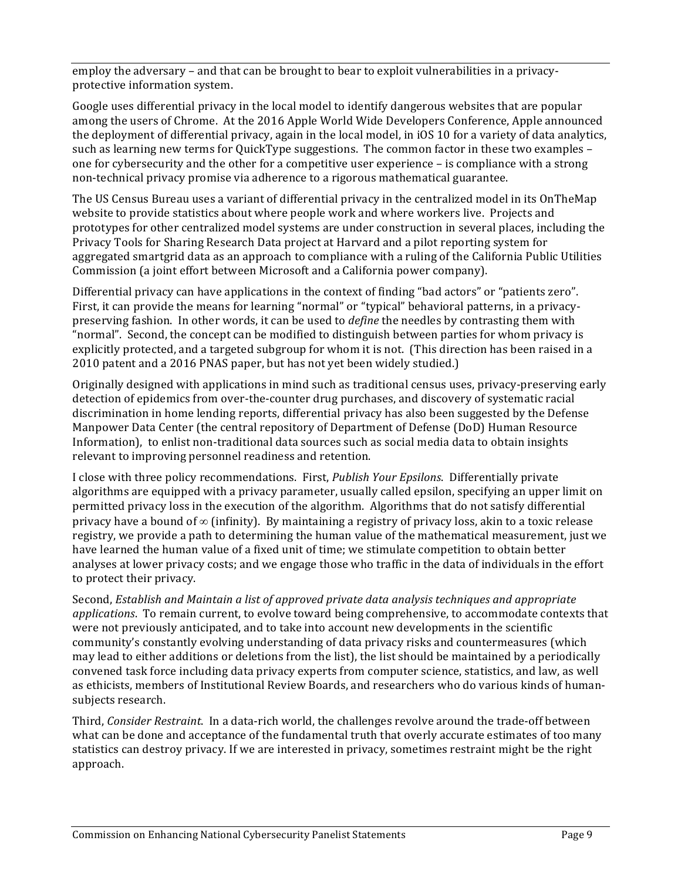employ the adversary – and that can be brought to bear to exploit vulnerabilities in a privacy-protective information system.

Google uses differential privacy in the local model to identify dangerous websites that are popular among the users of Chrome. At the 2016 Apple World Wide Developers Conference, Apple announced the deployment of differential privacy, again in the local model, in iOS 10 for a variety of data analytics, such as learning new terms for QuickType suggestions. The common factor in these two examples – one for cybersecurity and the other for a competitive user experience – is compliance with a strong non-technical privacy promise via adherence to a rigorous mathematical guarantee.

The US Census Bureau uses a variant of differential privacy in the centralized model in its OnTheMap website to provide statistics about where people work and where workers live. Projects and prototypes for other centralized model systems are under construction in several places, including the Privacy Tools for Sharing Research Data project at Harvard and a pilot reporting system for aggregated smartgrid data as an approach to compliance with a ruling of the California Public Utilities Commission (a joint effort between Microsoft and a California power company).

Differential privacy can have applications in the context of finding "bad actors" or "patients zero". First, it can provide the means for learning "normal" or "typical" behavioral patterns, in a privacy-preserving fashion. In other words, it can be used to *define* the needles by contrasting them with "normal". Second, the concept can be modified to distinguish between parties for whom privacy is explicitly protected, and a targeted subgroup for whom it is not. (This direction has been raised in a 2010 patent and a 2016 PNAS paper, but has not yet been widely studied.)

Originally designed with applications in mind such as traditional census uses, privacy-preserving early detection of epidemics from over-the-counter drug purchases, and discovery of systematic racial discrimination in home lending reports, differential privacy has also been suggested by the Defense Manpower Data Center (the central repository of Department of Defense (DoD) Human Resource Information), to enlist non-traditional data sources such as social media data to obtain insights relevant to improving personnel readiness and retention.

I close with three policy recommendations. First, *Publish Your Epsilons*. Differentially private algorithms are equipped with a privacy parameter, usually called epsilon, specifying an upper limit on permitted privacy loss in the execution of the algorithm. Algorithms that do not satisfy differential privacy have a bound of $\infty$ (infinity). By maintaining a registry of privacy loss, akin to a toxic release registry, we provide a path to determining the human value of the mathematical measurement, just we have learned the human value of a fixed unit of time; we stimulate competition to obtain better analyses at lower privacy costs; and we engage those who traffic in the data of individuals in the effort to protect their privacy.

Second, *Establish and Maintain a list of approved private data analysis techniques and appropriate applications*. To remain current, to evolve toward being comprehensive, to accommodate contexts that were not previously anticipated, and to take into account new developments in the scientific community's constantly evolving understanding of data privacy risks and countermeasures (which may lead to either additions or deletions from the list), the list should be maintained by a periodically convened task force including data privacy experts from computer science, statistics, and law, as well as ethicists, members of Institutional Review Boards, and researchers who do various kinds of human-subjects research.

Third, *Consider Restraint*. In a data-rich world, the challenges revolve around the trade-off between what can be done and acceptance of the fundamental truth that overly accurate estimates of too many statistics can destroy privacy. If we are interested in privacy, sometimes restraint might be the right approach.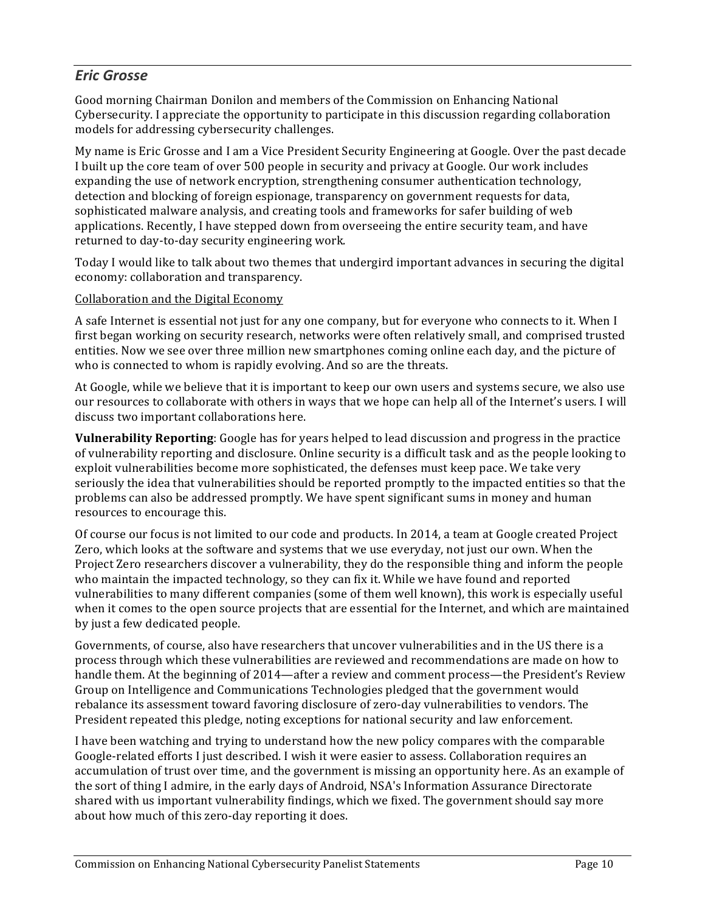## *Eric Grosse*

Good morning Chairman Donilon and members of the Commission on Enhancing National Cybersecurity. I appreciate the opportunity to participate in this discussion regarding collaboration models for addressing cybersecurity challenges.

My name is Eric Grosse and I am a Vice President Security Engineering at Google. Over the past decade I built up the core team of over 500 people in security and privacy at Google. Our work includes expanding the use of network encryption, strengthening consumer authentication technology, detection and blocking of foreign espionage, transparency on government requests for data, sophisticated malware analysis, and creating tools and frameworks for safer building of web applications. Recently, I have stepped down from overseeing the entire security team, and have returned to day-to-day security engineering work.

Today I would like to talk about two themes that undergird important advances in securing the digital economy: collaboration and transparency.

Collaboration and the Digital Economy

A safe Internet is essential not just for any one company, but for everyone who connects to it. When I first began working on security research, networks were often relatively small, and comprised trusted entities. Now we see over three million new smartphones coming online each day, and the picture of who is connected to whom is rapidly evolving. And so are the threats.

At Google, while we believe that it is important to keep our own users and systems secure, we also use our resources to collaborate with others in ways that we hope can help all of the Internet's users. I will discuss two important collaborations here.

**Vulnerability Reporting**: Google has for years helped to lead discussion and progress in the practice of vulnerability reporting and disclosure. Online security is a difficult task and as the people looking to exploit vulnerabilities become more sophisticated, the defenses must keep pace. We take very seriously the idea that vulnerabilities should be reported promptly to the impacted entities so that the problems can also be addressed promptly. We have spent significant sums in money and human resources to encourage this.

Of course our focus is not limited to our code and products. In 2014, a team at Google created Project Zero, which looks at the software and systems that we use everyday, not just our own. When the Project Zero researchers discover a vulnerability, they do the responsible thing and inform the people who maintain the impacted technology, so they can fix it. While we have found and reported vulnerabilities to many different companies (some of them well known), this work is especially useful when it comes to the open source projects that are essential for the Internet, and which are maintained by just a few dedicated people.

Governments, of course, also have researchers that uncover vulnerabilities and in the US there is a process through which these vulnerabilities are reviewed and recommendations are made on how to handle them. At the beginning of 2014—after a review and comment process—the President's Review Group on Intelligence and Communications Technologies pledged that the government would rebalance its assessment toward favoring disclosure of zero-day vulnerabilities to vendors. The President repeated this pledge, noting exceptions for national security and law enforcement.

I have been watching and trying to understand how the new policy compares with the comparable Google-related efforts I just described. I wish it were easier to assess. Collaboration requires an accumulation of trust over time, and the government is missing an opportunity here. As an example of the sort of thing I admire, in the early days of Android, NSA's Information Assurance Directorate shared with us important vulnerability findings, which we fixed. The government should say more about how much of this zero-day reporting it does.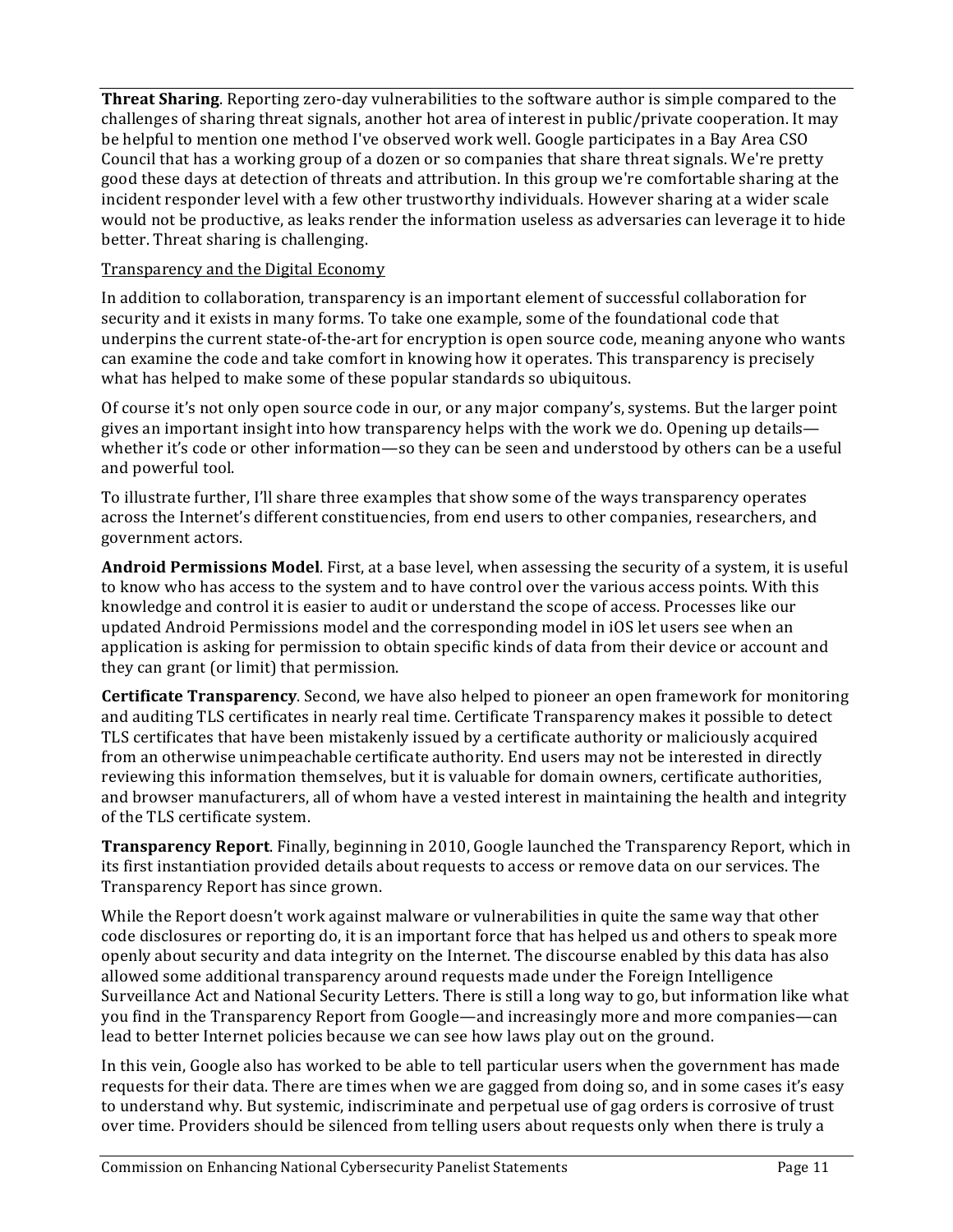**Threat Sharing**. Reporting zero-day vulnerabilities to the software author is simple compared to the challenges of sharing threat signals, another hot area of interest in public/private cooperation. It may be helpful to mention one method I've observed work well. Google participates in a Bay Area CSO Council that has a working group of a dozen or so companies that share threat signals. We're pretty good these days at detection of threats and attribution. In this group we're comfortable sharing at the incident responder level with a few other trustworthy individuals. However sharing at a wider scale would not be productive, as leaks render the information useless as adversaries can leverage it to hide better. Threat sharing is challenging.

Transparency and the Digital Economy

In addition to collaboration, transparency is an important element of successful collaboration for security and it exists in many forms. To take one example, some of the foundational code that underpins the current state-of-the-art for encryption is open source code, meaning anyone who wants can examine the code and take comfort in knowing how it operates. This transparency is precisely what has helped to make some of these popular standards so ubiquitous.

Of course it's not only open source code in our, or any major company's, systems. But the larger point gives an important insight into how transparency helps with the work we do. Opening up details—whether it's code or other information—so they can be seen and understood by others can be a useful and powerful tool.

To illustrate further, I'll share three examples that show some of the ways transparency operates across the Internet's different constituencies, from end users to other companies, researchers, and government actors.

**Android Permissions Model**. First, at a base level, when assessing the security of a system, it is useful to know who has access to the system and to have control over the various access points. With this knowledge and control it is easier to audit or understand the scope of access. Processes like our updated Android Permissions model and the corresponding model in iOS let users see when an application is asking for permission to obtain specific kinds of data from their device or account and they can grant (or limit) that permission.

**Certificate Transparency**. Second, we have also helped to pioneer an open framework for monitoring and auditing TLS certificates in nearly real time. Certificate Transparency makes it possible to detect TLS certificates that have been mistakenly issued by a certificate authority or maliciously acquired from an otherwise unimpeachable certificate authority. End users may not be interested in directly reviewing this information themselves, but it is valuable for domain owners, certificate authorities, and browser manufacturers, all of whom have a vested interest in maintaining the health and integrity of the TLS certificate system.

**Transparency Report**. Finally, beginning in 2010, Google launched the Transparency Report, which in its first instantiation provided details about requests to access or remove data on our services. The Transparency Report has since grown.

While the Report doesn't work against malware or vulnerabilities in quite the same way that other code disclosures or reporting do, it is an important force that has helped us and others to speak more openly about security and data integrity on the Internet. The discourse enabled by this data has also allowed some additional transparency around requests made under the Foreign Intelligence Surveillance Act and National Security Letters. There is still a long way to go, but information like what you find in the Transparency Report from Google—and increasingly more and more companies—can lead to better Internet policies because we can see how laws play out on the ground.

In this vein, Google also has worked to be able to tell particular users when the government has made requests for their data. There are times when we are gagged from doing so, and in some cases it's easy to understand why. But systemic, indiscriminate and perpetual use of gag orders is corrosive of trust over time. Providers should be silenced from telling users about requests only when there is truly a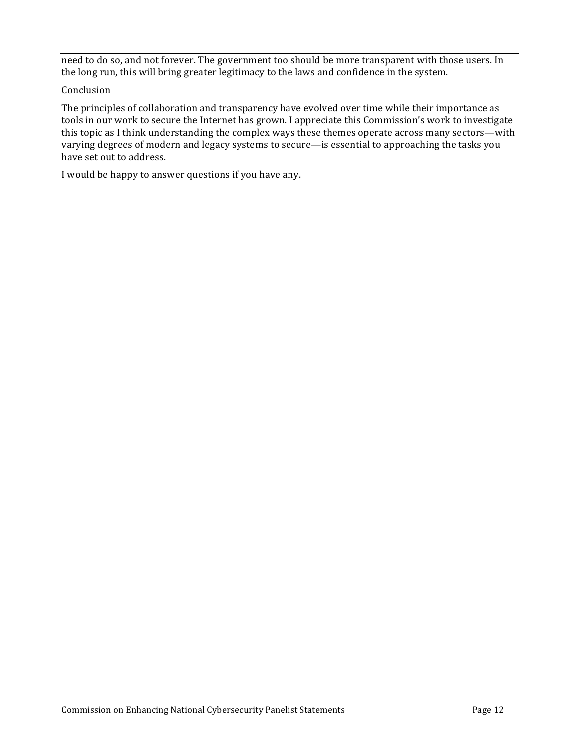need to do so, and not forever. The government too should be more transparent with those users. In the long run, this will bring greater legitimacy to the laws and confidence in the system.

## Conclusion

The principles of collaboration and transparency have evolved over time while their importance as tools in our work to secure the Internet has grown. I appreciate this Commission's work to investigate this topic as I think understanding the complex ways these themes operate across many sectors—with varying degrees of modern and legacy systems to secure—is essential to approaching the tasks you have set out to address.

I would be happy to answer questions if you have any.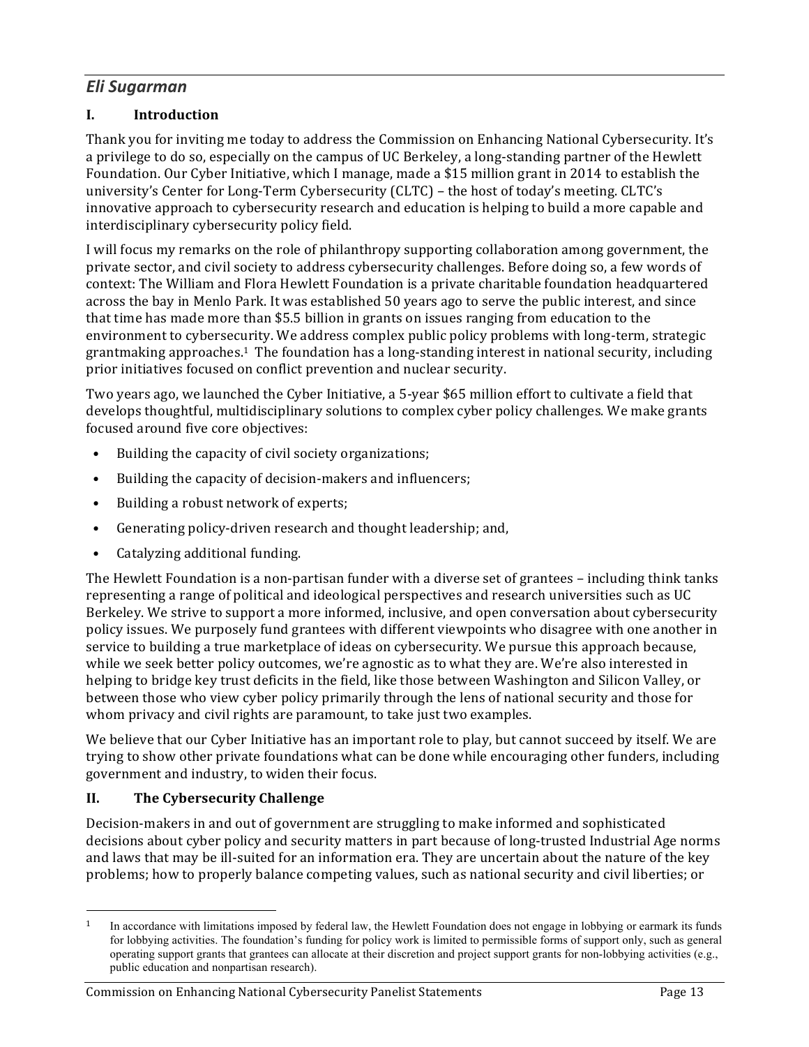## *Eli Sugarman*

### I. Introduction

Thank you for inviting me today to address the Commission on Enhancing National Cybersecurity. It's a privilege to do so, especially on the campus of UC Berkeley, a long-standing partner of the Hewlett Foundation. Our Cyber Initiative, which I manage, made a $15 million grant in 2014 to establish the university's Center for Long-Term Cybersecurity (CLTC) – the host of today's meeting. CLTC's innovative approach to cybersecurity research and education is helping to build a more capable and interdisciplinary cybersecurity policy field.

I will focus my remarks on the role of philanthropy supporting collaboration among government, the private sector, and civil society to address cybersecurity challenges. Before doing so, a few words of context: The William and Flora Hewlett Foundation is a private charitable foundation headquartered across the bay in Menlo Park. It was established 50 years ago to serve the public interest, and since that time has made more than $5.5 billion in grants on issues ranging from education to the environment to cybersecurity. We address complex public policy problems with long-term, strategic grantmaking approaches.[1] The foundation has a long-standing interest in national security, including prior initiatives focused on conflict prevention and nuclear security.

Two years ago, we launched the Cyber Initiative, a 5-year $65 million effort to cultivate a field that develops thoughtful, multidisciplinary solutions to complex cyber policy challenges. We make grants focused around five core objectives:

- Building the capacity of civil society organizations;
- Building the capacity of decision-makers and influencers;
- Building a robust network of experts;
- Generating policy-driven research and thought leadership; and,
- Catalyzing additional funding.

The Hewlett Foundation is a non-partisan funder with a diverse set of grantees – including think tanks representing a range of political and ideological perspectives and research universities such as UC Berkeley. We strive to support a more informed, inclusive, and open conversation about cybersecurity policy issues. We purposely fund grantees with different viewpoints who disagree with one another in service to building a true marketplace of ideas on cybersecurity. We pursue this approach because, while we seek better policy outcomes, we're agnostic as to what they are. We're also interested in helping to bridge key trust deficits in the field, like those between Washington and Silicon Valley, or between those who view cyber policy primarily through the lens of national security and those for whom privacy and civil rights are paramount, to take just two examples.

We believe that our Cyber Initiative has an important role to play, but cannot succeed by itself. We are trying to show other private foundations what can be done while encouraging other funders, including government and industry, to widen their focus.

### II. The Cybersecurity Challenge

Decision-makers in and out of government are struggling to make informed and sophisticated decisions about cyber policy and security matters in part because of long-trusted Industrial Age norms and laws that may be ill-suited for an information era. They are uncertain about the nature of the key problems; how to properly balance competing values, such as national security and civil liberties; or

[1] In accordance with limitations imposed by federal law, the Hewlett Foundation does not engage in lobbying or earmark its funds for lobbying activities. The foundation's funding for policy work is limited to permissible forms of support only, such as general operating support grants that grantees can allocate at their discretion and project support grants for non-lobbying activities (e.g., public education and nonpartisan research).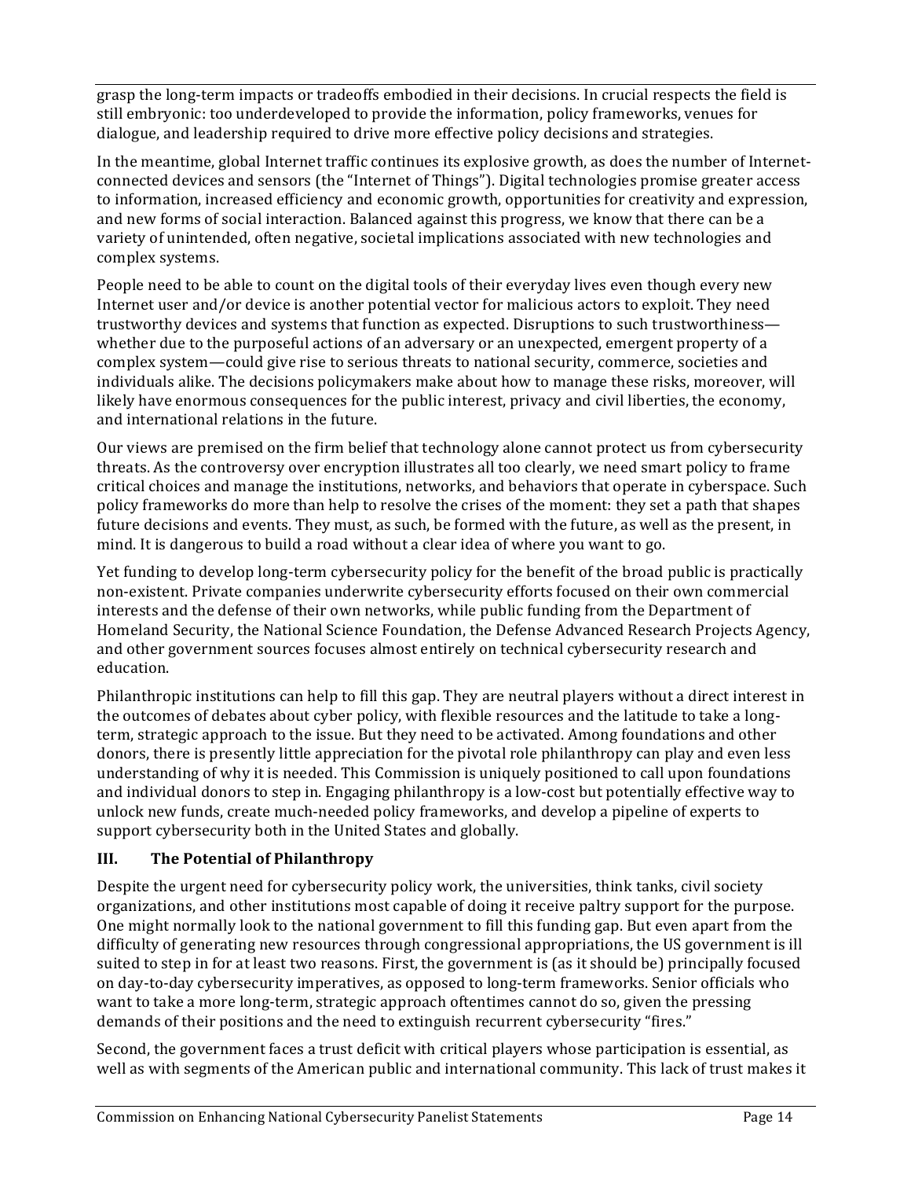grasp the long-term impacts or tradeoffs embodied in their decisions. In crucial respects the field is still embryonic: too underdeveloped to provide the information, policy frameworks, venues for dialogue, and leadership required to drive more effective policy decisions and strategies.

In the meantime, global Internet traffic continues its explosive growth, as does the number of Internet-connected devices and sensors (the "Internet of Things"). Digital technologies promise greater access to information, increased efficiency and economic growth, opportunities for creativity and expression, and new forms of social interaction. Balanced against this progress, we know that there can be a variety of unintended, often negative, societal implications associated with new technologies and complex systems.

People need to be able to count on the digital tools of their everyday lives even though every new Internet user and/or device is another potential vector for malicious actors to exploit. They need trustworthy devices and systems that function as expected. Disruptions to such trustworthiness—whether due to the purposeful actions of an adversary or an unexpected, emergent property of a complex system—could give rise to serious threats to national security, commerce, societies and individuals alike. The decisions policymakers make about how to manage these risks, moreover, will likely have enormous consequences for the public interest, privacy and civil liberties, the economy, and international relations in the future.

Our views are premised on the firm belief that technology alone cannot protect us from cybersecurity threats. As the controversy over encryption illustrates all too clearly, we need smart policy to frame critical choices and manage the institutions, networks, and behaviors that operate in cyberspace. Such policy frameworks do more than help to resolve the crises of the moment: they set a path that shapes future decisions and events. They must, as such, be formed with the future, as well as the present, in mind. It is dangerous to build a road without a clear idea of where you want to go.

Yet funding to develop long-term cybersecurity policy for the benefit of the broad public is practically non-existent. Private companies underwrite cybersecurity efforts focused on their own commercial interests and the defense of their own networks, while public funding from the Department of Homeland Security, the National Science Foundation, the Defense Advanced Research Projects Agency, and other government sources focuses almost entirely on technical cybersecurity research and education.

Philanthropic institutions can help to fill this gap. They are neutral players without a direct interest in the outcomes of debates about cyber policy, with flexible resources and the latitude to take a long-term, strategic approach to the issue. But they need to be activated. Among foundations and other donors, there is presently little appreciation for the pivotal role philanthropy can play and even less understanding of why it is needed. This Commission is uniquely positioned to call upon foundations and individual donors to step in. Engaging philanthropy is a low-cost but potentially effective way to unlock new funds, create much-needed policy frameworks, and develop a pipeline of experts to support cybersecurity both in the United States and globally.

## III. The Potential of Philanthropy

Despite the urgent need for cybersecurity policy work, the universities, think tanks, civil society organizations, and other institutions most capable of doing it receive paltry support for the purpose. One might normally look to the national government to fill this funding gap. But even apart from the difficulty of generating new resources through congressional appropriations, the US government is ill suited to step in for at least two reasons. First, the government is (as it should be) principally focused on day-to-day cybersecurity imperatives, as opposed to long-term frameworks. Senior officials who want to take a more long-term, strategic approach oftentimes cannot do so, given the pressing demands of their positions and the need to extinguish recurrent cybersecurity "fires."

Second, the government faces a trust deficit with critical players whose participation is essential, as well as with segments of the American public and international community. This lack of trust makes it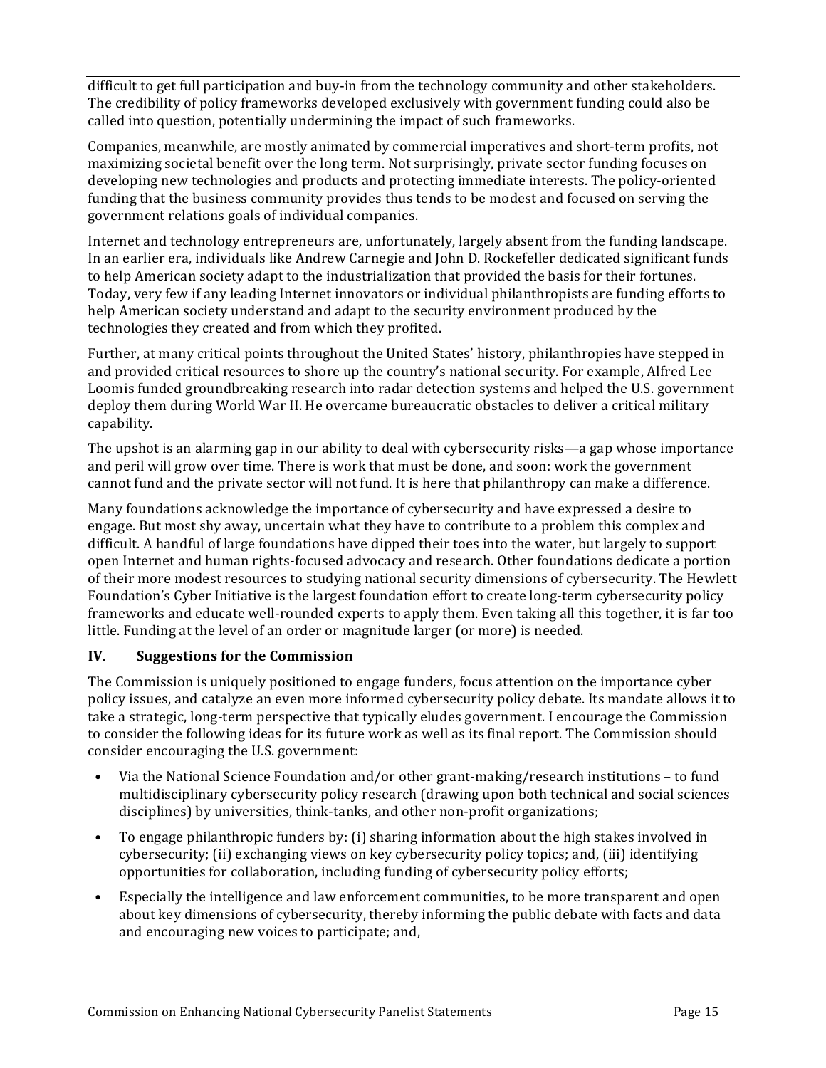difficult to get full participation and buy-in from the technology community and other stakeholders. The credibility of policy frameworks developed exclusively with government funding could also be called into question, potentially undermining the impact of such frameworks.

Companies, meanwhile, are mostly animated by commercial imperatives and short-term profits, not maximizing societal benefit over the long term. Not surprisingly, private sector funding focuses on developing new technologies and products and protecting immediate interests. The policy-oriented funding that the business community provides thus tends to be modest and focused on serving the government relations goals of individual companies.

Internet and technology entrepreneurs are, unfortunately, largely absent from the funding landscape. In an earlier era, individuals like Andrew Carnegie and John D. Rockefeller dedicated significant funds to help American society adapt to the industrialization that provided the basis for their fortunes. Today, very few if any leading Internet innovators or individual philanthropists are funding efforts to help American society understand and adapt to the security environment produced by the technologies they created and from which they profited.

Further, at many critical points throughout the United States' history, philanthropies have stepped in and provided critical resources to shore up the country's national security. For example, Alfred Lee Loomis funded groundbreaking research into radar detection systems and helped the U.S. government deploy them during World War II. He overcame bureaucratic obstacles to deliver a critical military capability.

The upshot is an alarming gap in our ability to deal with cybersecurity risks—a gap whose importance and peril will grow over time. There is work that must be done, and soon: work the government cannot fund and the private sector will not fund. It is here that philanthropy can make a difference.

Many foundations acknowledge the importance of cybersecurity and have expressed a desire to engage. But most shy away, uncertain what they have to contribute to a problem this complex and difficult. A handful of large foundations have dipped their toes into the water, but largely to support open Internet and human rights-focused advocacy and research. Other foundations dedicate a portion of their more modest resources to studying national security dimensions of cybersecurity. The Hewlett Foundation's Cyber Initiative is the largest foundation effort to create long-term cybersecurity policy frameworks and educate well-rounded experts to apply them. Even taking all this together, it is far too little. Funding at the level of an order or magnitude larger (or more) is needed.

## IV. Suggestions for the Commission

The Commission is uniquely positioned to engage funders, focus attention on the importance cyber policy issues, and catalyze an even more informed cybersecurity policy debate. Its mandate allows it to take a strategic, long-term perspective that typically eludes government. I encourage the Commission to consider the following ideas for its future work as well as its final report. The Commission should consider encouraging the U.S. government:

- Via the National Science Foundation and/or other grant-making/research institutions – to fund multidisciplinary cybersecurity policy research (drawing upon both technical and social sciences disciplines) by universities, think-tanks, and other non-profit organizations;
- To engage philanthropic funders by: (i) sharing information about the high stakes involved in cybersecurity; (ii) exchanging views on key cybersecurity policy topics; and, (iii) identifying opportunities for collaboration, including funding of cybersecurity policy efforts;
- Especially the intelligence and law enforcement communities, to be more transparent and open about key dimensions of cybersecurity, thereby informing the public debate with facts and data and encouraging new voices to participate; and,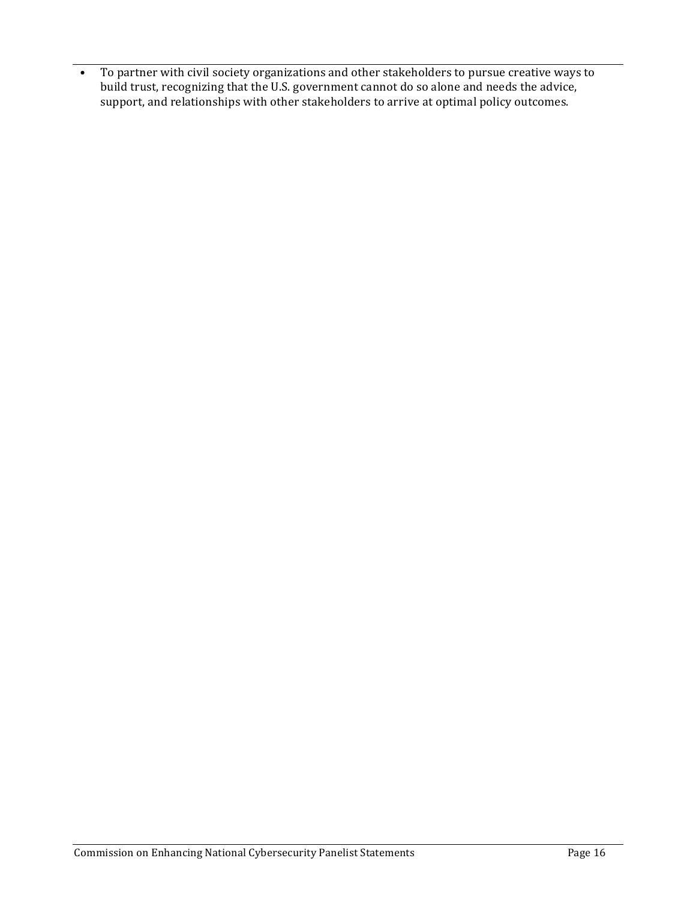- To partner with civil society organizations and other stakeholders to pursue creative ways to build trust, recognizing that the U.S. government cannot do so alone and needs the advice, support, and relationships with other stakeholders to arrive at optimal policy outcomes.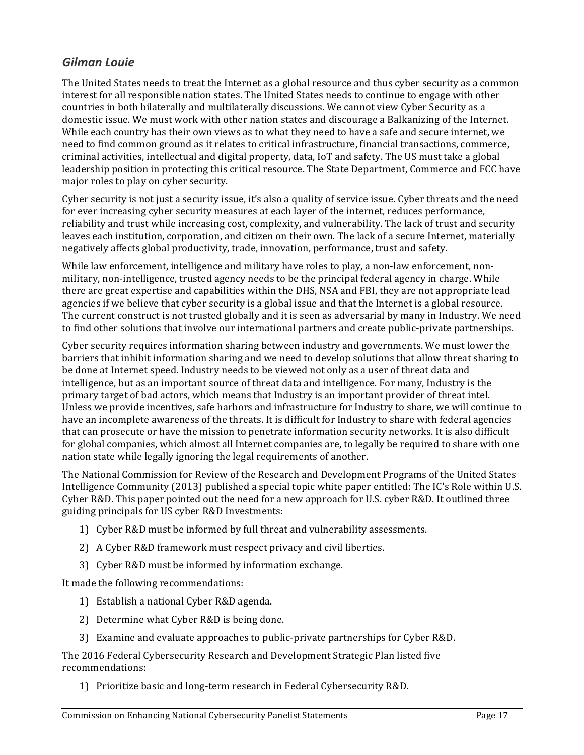## *Gilman Louie*

The United States needs to treat the Internet as a global resource and thus cyber security as a common interest for all responsible nation states. The United States needs to continue to engage with other countries in both bilaterally and multilaterally discussions. We cannot view Cyber Security as a domestic issue. We must work with other nation states and discourage a Balkanizing of the Internet. While each country has their own views as to what they need to have a safe and secure internet, we need to find common ground as it relates to critical infrastructure, financial transactions, commerce, criminal activities, intellectual and digital property, data, IoT and safety. The US must take a global leadership position in protecting this critical resource. The State Department, Commerce and FCC have major roles to play on cyber security.

Cyber security is not just a security issue, it's also a quality of service issue. Cyber threats and the need for ever increasing cyber security measures at each layer of the internet, reduces performance, reliability and trust while increasing cost, complexity, and vulnerability. The lack of trust and security leaves each institution, corporation, and citizen on their own. The lack of a secure Internet, materially negatively affects global productivity, trade, innovation, performance, trust and safety.

While law enforcement, intelligence and military have roles to play, a non-law enforcement, non-military, non-intelligence, trusted agency needs to be the principal federal agency in charge. While there are great expertise and capabilities within the DHS, NSA and FBI, they are not appropriate lead agencies if we believe that cyber security is a global issue and that the Internet is a global resource. The current construct is not trusted globally and it is seen as adversarial by many in Industry. We need to find other solutions that involve our international partners and create public-private partnerships.

Cyber security requires information sharing between industry and governments. We must lower the barriers that inhibit information sharing and we need to develop solutions that allow threat sharing to be done at Internet speed. Industry needs to be viewed not only as a user of threat data and intelligence, but as an important source of threat data and intelligence. For many, Industry is the primary target of bad actors, which means that Industry is an important provider of threat intel. Unless we provide incentives, safe harbors and infrastructure for Industry to share, we will continue to have an incomplete awareness of the threats. It is difficult for Industry to share with federal agencies that can prosecute or have the mission to penetrate information security networks. It is also difficult for global companies, which almost all Internet companies are, to legally be required to share with one nation state while legally ignoring the legal requirements of another.

The National Commission for Review of the Research and Development Programs of the United States Intelligence Community (2013) published a special topic white paper entitled: The IC's Role within U.S. Cyber R&D. This paper pointed out the need for a new approach for U.S. cyber R&D. It outlined three guiding principals for US cyber R&D Investments:

1) Cyber R&D must be informed by full threat and vulnerability assessments.
2) A Cyber R&D framework must respect privacy and civil liberties.
3) Cyber R&D must be informed by information exchange.

It made the following recommendations:

1) Establish a national Cyber R&D agenda.
2) Determine what Cyber R&D is being done.
3) Examine and evaluate approaches to public-private partnerships for Cyber R&D.

The 2016 Federal Cybersecurity Research and Development Strategic Plan listed five recommendations:

1) Prioritize basic and long-term research in Federal Cybersecurity R&D.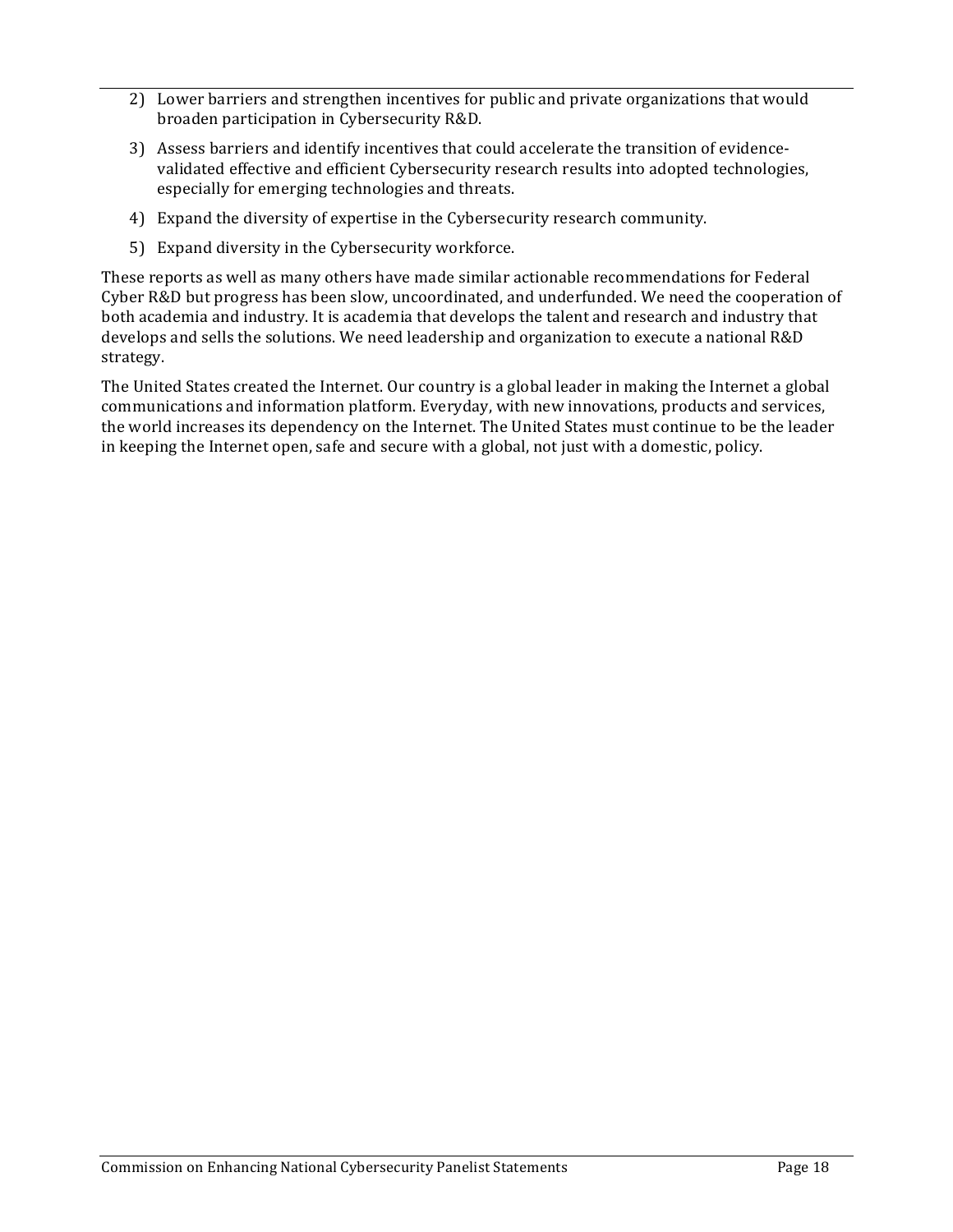2) Lower barriers and strengthen incentives for public and private organizations that would broaden participation in Cybersecurity R&D.
3) Assess barriers and identify incentives that could accelerate the transition of evidence-validated effective and efficient Cybersecurity research results into adopted technologies, especially for emerging technologies and threats.
4) Expand the diversity of expertise in the Cybersecurity research community.
5) Expand diversity in the Cybersecurity workforce.

These reports as well as many others have made similar actionable recommendations for Federal Cyber R&D but progress has been slow, uncoordinated, and underfunded. We need the cooperation of both academia and industry. It is academia that develops the talent and research and industry that develops and sells the solutions. We need leadership and organization to execute a national R&D strategy.

The United States created the Internet. Our country is a global leader in making the Internet a global communications and information platform. Everyday, with new innovations, products and services, the world increases its dependency on the Internet. The United States must continue to be the leader in keeping the Internet open, safe and secure with a global, not just with a domestic, policy.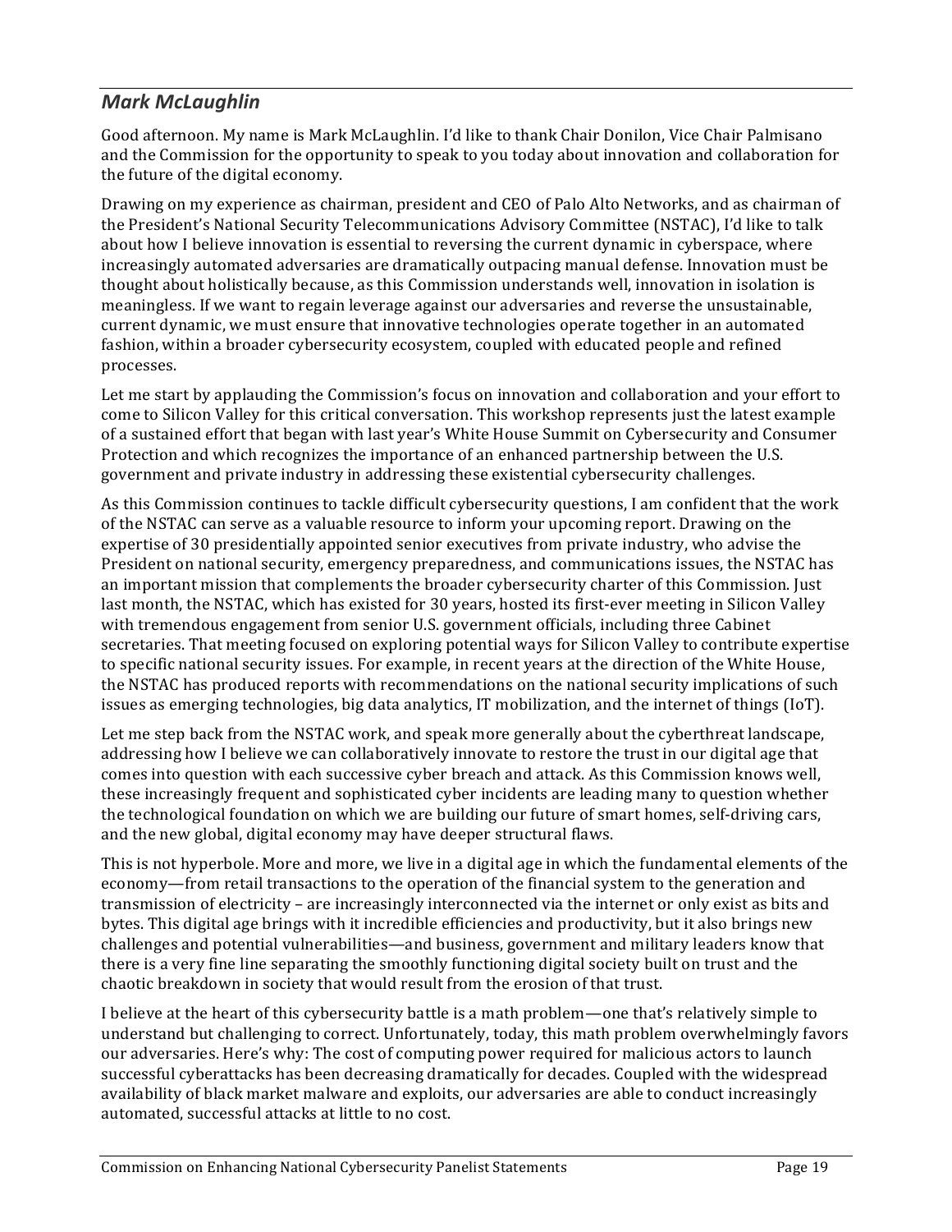## *Mark McLaughlin*

Good afternoon. My name is Mark McLaughlin. I'd like to thank Chair Donilon, Vice Chair Palmisano and the Commission for the opportunity to speak to you today about innovation and collaboration for the future of the digital economy.

Drawing on my experience as chairman, president and CEO of Palo Alto Networks, and as chairman of the President's National Security Telecommunications Advisory Committee (NSTAC), I'd like to talk about how I believe innovation is essential to reversing the current dynamic in cyberspace, where increasingly automated adversaries are dramatically outpacing manual defense. Innovation must be thought about holistically because, as this Commission understands well, innovation in isolation is meaningless. If we want to regain leverage against our adversaries and reverse the unsustainable, current dynamic, we must ensure that innovative technologies operate together in an automated fashion, within a broader cybersecurity ecosystem, coupled with educated people and refined processes.

Let me start by applauding the Commission's focus on innovation and collaboration and your effort to come to Silicon Valley for this critical conversation. This workshop represents just the latest example of a sustained effort that began with last year's White House Summit on Cybersecurity and Consumer Protection and which recognizes the importance of an enhanced partnership between the U.S. government and private industry in addressing these existential cybersecurity challenges.

As this Commission continues to tackle difficult cybersecurity questions, I am confident that the work of the NSTAC can serve as a valuable resource to inform your upcoming report. Drawing on the expertise of 30 presidentially appointed senior executives from private industry, who advise the President on national security, emergency preparedness, and communications issues, the NSTAC has an important mission that complements the broader cybersecurity charter of this Commission. Just last month, the NSTAC, which has existed for 30 years, hosted its first-ever meeting in Silicon Valley with tremendous engagement from senior U.S. government officials, including three Cabinet secretaries. That meeting focused on exploring potential ways for Silicon Valley to contribute expertise to specific national security issues. For example, in recent years at the direction of the White House, the NSTAC has produced reports with recommendations on the national security implications of such issues as emerging technologies, big data analytics, IT mobilization, and the internet of things (IoT).

Let me step back from the NSTAC work, and speak more generally about the cyberthreat landscape, addressing how I believe we can collaboratively innovate to restore the trust in our digital age that comes into question with each successive cyber breach and attack. As this Commission knows well, these increasingly frequent and sophisticated cyber incidents are leading many to question whether the technological foundation on which we are building our future of smart homes, self-driving cars, and the new global, digital economy may have deeper structural flaws.

This is not hyperbole. More and more, we live in a digital age in which the fundamental elements of the economy—from retail transactions to the operation of the financial system to the generation and transmission of electricity – are increasingly interconnected via the internet or only exist as bits and bytes. This digital age brings with it incredible efficiencies and productivity, but it also brings new challenges and potential vulnerabilities—and business, government and military leaders know that there is a very fine line separating the smoothly functioning digital society built on trust and the chaotic breakdown in society that would result from the erosion of that trust.

I believe at the heart of this cybersecurity battle is a math problem—one that's relatively simple to understand but challenging to correct. Unfortunately, today, this math problem overwhelmingly favors our adversaries. Here's why: The cost of computing power required for malicious actors to launch successful cyberattacks has been decreasing dramatically for decades. Coupled with the widespread availability of black market malware and exploits, our adversaries are able to conduct increasingly automated, successful attacks at little to no cost.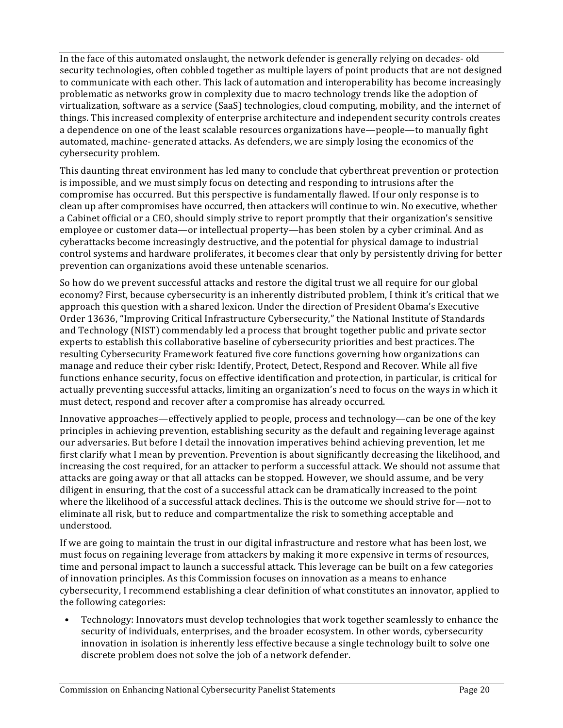In the face of this automated onslaught, the network defender is generally relying on decades- old security technologies, often cobbled together as multiple layers of point products that are not designed to communicate with each other. This lack of automation and interoperability has become increasingly problematic as networks grow in complexity due to macro technology trends like the adoption of virtualization, software as a service (SaaS) technologies, cloud computing, mobility, and the internet of things. This increased complexity of enterprise architecture and independent security controls creates a dependence on one of the least scalable resources organizations have—people—to manually fight automated, machine- generated attacks. As defenders, we are simply losing the economics of the cybersecurity problem.

This daunting threat environment has led many to conclude that cyberthreat prevention or protection is impossible, and we must simply focus on detecting and responding to intrusions after the compromise has occurred. But this perspective is fundamentally flawed. If our only response is to clean up after compromises have occurred, then attackers will continue to win. No executive, whether a Cabinet official or a CEO, should simply strive to report promptly that their organization's sensitive employee or customer data—or intellectual property—has been stolen by a cyber criminal. And as cyberattacks become increasingly destructive, and the potential for physical damage to industrial control systems and hardware proliferates, it becomes clear that only by persistently driving for better prevention can organizations avoid these untenable scenarios.

So how do we prevent successful attacks and restore the digital trust we all require for our global economy? First, because cybersecurity is an inherently distributed problem, I think it's critical that we approach this question with a shared lexicon. Under the direction of President Obama's Executive Order 13636, "Improving Critical Infrastructure Cybersecurity," the National Institute of Standards and Technology (NIST) commendably led a process that brought together public and private sector experts to establish this collaborative baseline of cybersecurity priorities and best practices. The resulting Cybersecurity Framework featured five core functions governing how organizations can manage and reduce their cyber risk: Identify, Protect, Detect, Respond and Recover. While all five functions enhance security, focus on effective identification and protection, in particular, is critical for actually preventing successful attacks, limiting an organization's need to focus on the ways in which it must detect, respond and recover after a compromise has already occurred.

Innovative approaches—effectively applied to people, process and technology—can be one of the key principles in achieving prevention, establishing security as the default and regaining leverage against our adversaries. But before I detail the innovation imperatives behind achieving prevention, let me first clarify what I mean by prevention. Prevention is about significantly decreasing the likelihood, and increasing the cost required, for an attacker to perform a successful attack. We should not assume that attacks are going away or that all attacks can be stopped. However, we should assume, and be very diligent in ensuring, that the cost of a successful attack can be dramatically increased to the point where the likelihood of a successful attack declines. This is the outcome we should strive for—not to eliminate all risk, but to reduce and compartmentalize the risk to something acceptable and understood.

If we are going to maintain the trust in our digital infrastructure and restore what has been lost, we must focus on regaining leverage from attackers by making it more expensive in terms of resources, time and personal impact to launch a successful attack. This leverage can be built on a few categories of innovation principles. As this Commission focuses on innovation as a means to enhance cybersecurity, I recommend establishing a clear definition of what constitutes an innovator, applied to the following categories:

- Technology: Innovators must develop technologies that work together seamlessly to enhance the security of individuals, enterprises, and the broader ecosystem. In other words, cybersecurity innovation in isolation is inherently less effective because a single technology built to solve one discrete problem does not solve the job of a network defender.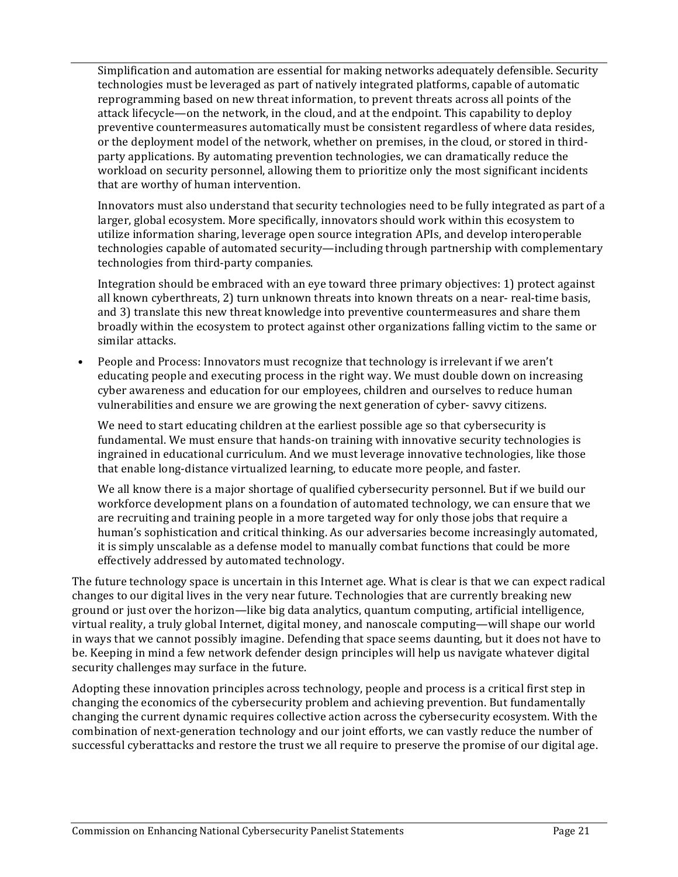Simplification and automation are essential for making networks adequately defensible. Security technologies must be leveraged as part of natively integrated platforms, capable of automatic reprogramming based on new threat information, to prevent threats across all points of the attack lifecycle—on the network, in the cloud, and at the endpoint. This capability to deploy preventive countermeasures automatically must be consistent regardless of where data resides, or the deployment model of the network, whether on premises, in the cloud, or stored in third-party applications. By automating prevention technologies, we can dramatically reduce the workload on security personnel, allowing them to prioritize only the most significant incidents that are worthy of human intervention.

Innovators must also understand that security technologies need to be fully integrated as part of a larger, global ecosystem. More specifically, innovators should work within this ecosystem to utilize information sharing, leverage open source integration APIs, and develop interoperable technologies capable of automated security—including through partnership with complementary technologies from third-party companies.

Integration should be embraced with an eye toward three primary objectives: 1) protect against all known cyberthreats, 2) turn unknown threats into known threats on a near- real-time basis, and 3) translate this new threat knowledge into preventive countermeasures and share them broadly within the ecosystem to protect against other organizations falling victim to the same or similar attacks.

- People and Process: Innovators must recognize that technology is irrelevant if we aren't educating people and executing process in the right way. We must double down on increasing cyber awareness and education for our employees, children and ourselves to reduce human vulnerabilities and ensure we are growing the next generation of cyber- savvy citizens.

  We need to start educating children at the earliest possible age so that cybersecurity is fundamental. We must ensure that hands-on training with innovative security technologies is ingrained in educational curriculum. And we must leverage innovative technologies, like those that enable long-distance virtualized learning, to educate more people, and faster.

  We all know there is a major shortage of qualified cybersecurity personnel. But if we build our workforce development plans on a foundation of automated technology, we can ensure that we are recruiting and training people in a more targeted way for only those jobs that require a human's sophistication and critical thinking. As our adversaries become increasingly automated, it is simply unscalable as a defense model to manually combat functions that could be more effectively addressed by automated technology.

The future technology space is uncertain in this Internet age. What is clear is that we can expect radical changes to our digital lives in the very near future. Technologies that are currently breaking new ground or just over the horizon—like big data analytics, quantum computing, artificial intelligence, virtual reality, a truly global Internet, digital money, and nanoscale computing—will shape our world in ways that we cannot possibly imagine. Defending that space seems daunting, but it does not have to be. Keeping in mind a few network defender design principles will help us navigate whatever digital security challenges may surface in the future.

Adopting these innovation principles across technology, people and process is a critical first step in changing the economics of the cybersecurity problem and achieving prevention. But fundamentally changing the current dynamic requires collective action across the cybersecurity ecosystem. With the combination of next-generation technology and our joint efforts, we can vastly reduce the number of successful cyberattacks and restore the trust we all require to preserve the promise of our digital age.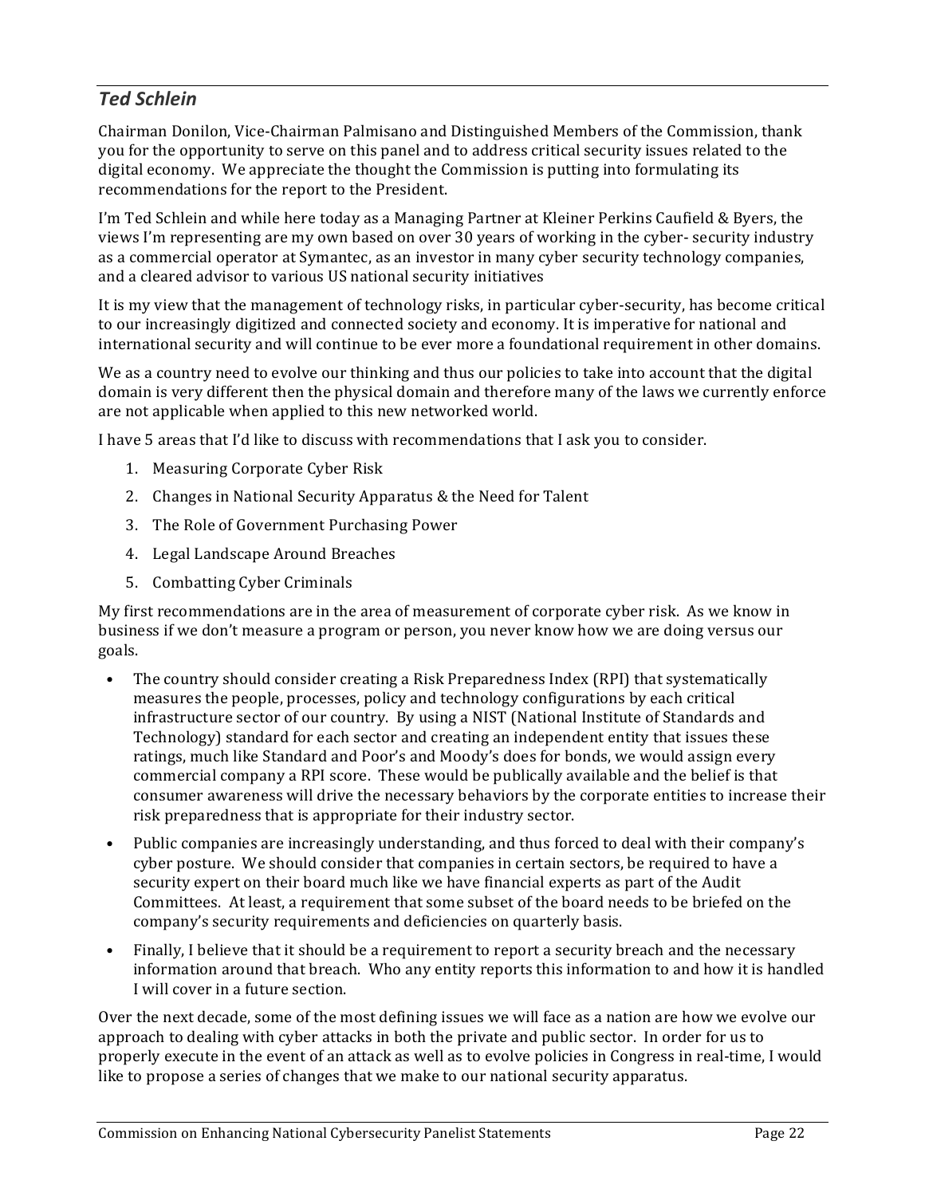## *Ted Schlein*

Chairman Donilon, Vice-Chairman Palmisano and Distinguished Members of the Commission, thank you for the opportunity to serve on this panel and to address critical security issues related to the digital economy. We appreciate the thought the Commission is putting into formulating its recommendations for the report to the President.

I'm Ted Schlein and while here today as a Managing Partner at Kleiner Perkins Caufield & Byers, the views I'm representing are my own based on over 30 years of working in the cyber- security industry as a commercial operator at Symantec, as an investor in many cyber security technology companies, and a cleared advisor to various US national security initiatives

It is my view that the management of technology risks, in particular cyber-security, has become critical to our increasingly digitized and connected society and economy. It is imperative for national and international security and will continue to be ever more a foundational requirement in other domains.

We as a country need to evolve our thinking and thus our policies to take into account that the digital domain is very different then the physical domain and therefore many of the laws we currently enforce are not applicable when applied to this new networked world.

I have 5 areas that I'd like to discuss with recommendations that I ask you to consider.

1. Measuring Corporate Cyber Risk
2. Changes in National Security Apparatus & the Need for Talent
3. The Role of Government Purchasing Power
4. Legal Landscape Around Breaches
5. Combatting Cyber Criminals

My first recommendations are in the area of measurement of corporate cyber risk. As we know in business if we don't measure a program or person, you never know how we are doing versus our goals.

- The country should consider creating a Risk Preparedness Index (RPI) that systematically measures the people, processes, policy and technology configurations by each critical infrastructure sector of our country. By using a NIST (National Institute of Standards and Technology) standard for each sector and creating an independent entity that issues these ratings, much like Standard and Poor's and Moody's does for bonds, we would assign every commercial company a RPI score. These would be publically available and the belief is that consumer awareness will drive the necessary behaviors by the corporate entities to increase their risk preparedness that is appropriate for their industry sector.
- Public companies are increasingly understanding, and thus forced to deal with their company's cyber posture. We should consider that companies in certain sectors, be required to have a security expert on their board much like we have financial experts as part of the Audit Committees. At least, a requirement that some subset of the board needs to be briefed on the company's security requirements and deficiencies on quarterly basis.
- Finally, I believe that it should be a requirement to report a security breach and the necessary information around that breach. Who any entity reports this information to and how it is handled I will cover in a future section.

Over the next decade, some of the most defining issues we will face as a nation are how we evolve our approach to dealing with cyber attacks in both the private and public sector. In order for us to properly execute in the event of an attack as well as to evolve policies in Congress in real-time, I would like to propose a series of changes that we make to our national security apparatus.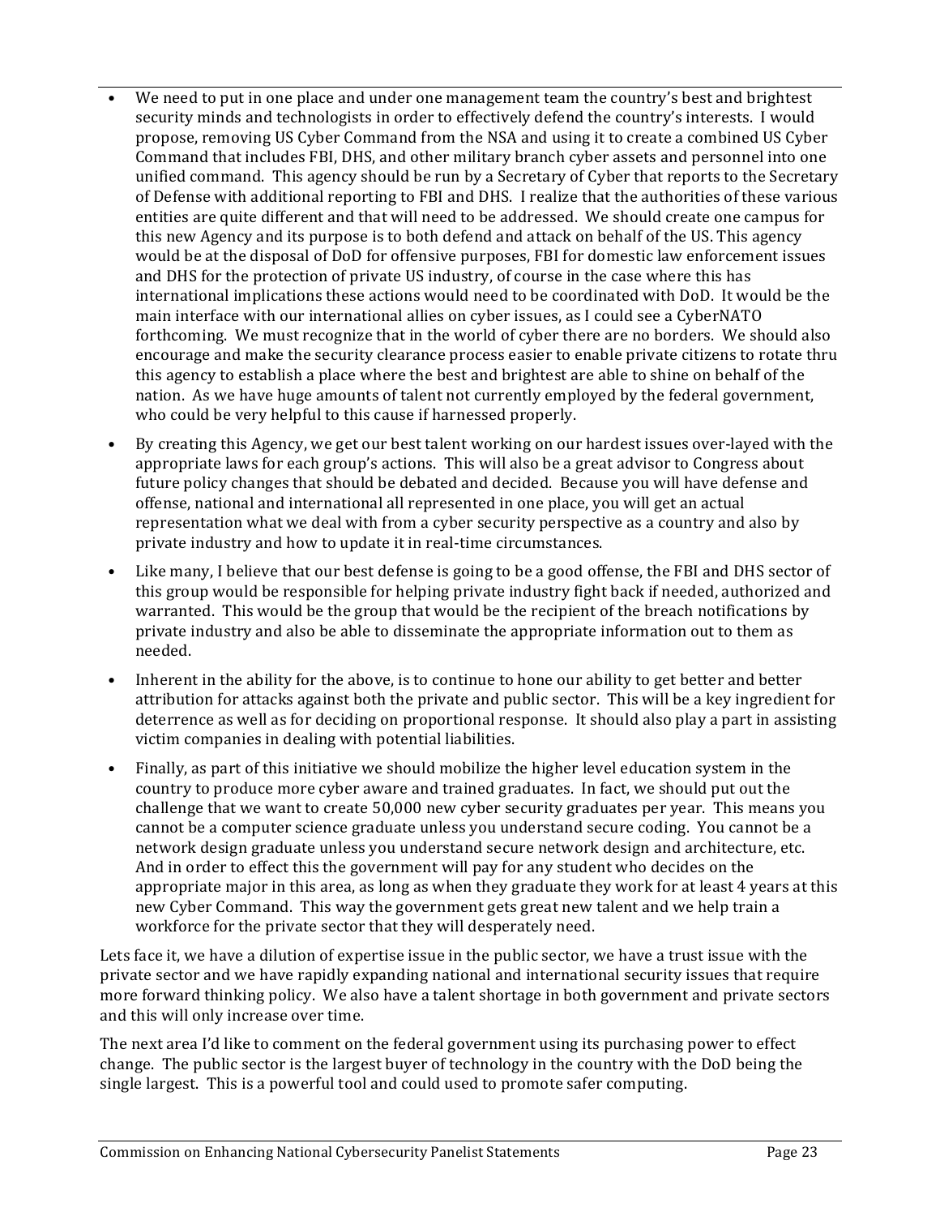- We need to put in one place and under one management team the country's best and brightest security minds and technologists in order to effectively defend the country's interests. I would propose, removing US Cyber Command from the NSA and using it to create a combined US Cyber Command that includes FBI, DHS, and other military branch cyber assets and personnel into one unified command. This agency should be run by a Secretary of Cyber that reports to the Secretary of Defense with additional reporting to FBI and DHS. I realize that the authorities of these various entities are quite different and that will need to be addressed. We should create one campus for this new Agency and its purpose is to both defend and attack on behalf of the US. This agency would be at the disposal of DoD for offensive purposes, FBI for domestic law enforcement issues and DHS for the protection of private US industry, of course in the case where this has international implications these actions would need to be coordinated with DoD. It would be the main interface with our international allies on cyber issues, as I could see a CyberNATO forthcoming. We must recognize that in the world of cyber there are no borders. We should also encourage and make the security clearance process easier to enable private citizens to rotate thru this agency to establish a place where the best and brightest are able to shine on behalf of the nation. As we have huge amounts of talent not currently employed by the federal government, who could be very helpful to this cause if harnessed properly.
- By creating this Agency, we get our best talent working on our hardest issues over-layed with the appropriate laws for each group's actions. This will also be a great advisor to Congress about future policy changes that should be debated and decided. Because you will have defense and offense, national and international all represented in one place, you will get an actual representation what we deal with from a cyber security perspective as a country and also by private industry and how to update it in real-time circumstances.
- Like many, I believe that our best defense is going to be a good offense, the FBI and DHS sector of this group would be responsible for helping private industry fight back if needed, authorized and warranted. This would be the group that would be the recipient of the breach notifications by private industry and also be able to disseminate the appropriate information out to them as needed.
- Inherent in the ability for the above, is to continue to hone our ability to get better and better attribution for attacks against both the private and public sector. This will be a key ingredient for deterrence as well as for deciding on proportional response. It should also play a part in assisting victim companies in dealing with potential liabilities.
- Finally, as part of this initiative we should mobilize the higher level education system in the country to produce more cyber aware and trained graduates. In fact, we should put out the challenge that we want to create 50,000 new cyber security graduates per year. This means you cannot be a computer science graduate unless you understand secure coding. You cannot be a network design graduate unless you understand secure network design and architecture, etc. And in order to effect this the government will pay for any student who decides on the appropriate major in this area, as long as when they graduate they work for at least 4 years at this new Cyber Command. This way the government gets great new talent and we help train a workforce for the private sector that they will desperately need.

Lets face it, we have a dilution of expertise issue in the public sector, we have a trust issue with the private sector and we have rapidly expanding national and international security issues that require more forward thinking policy. We also have a talent shortage in both government and private sectors and this will only increase over time.

The next area I'd like to comment on the federal government using its purchasing power to effect change. The public sector is the largest buyer of technology in the country with the DoD being the single largest. This is a powerful tool and could used to promote safer computing.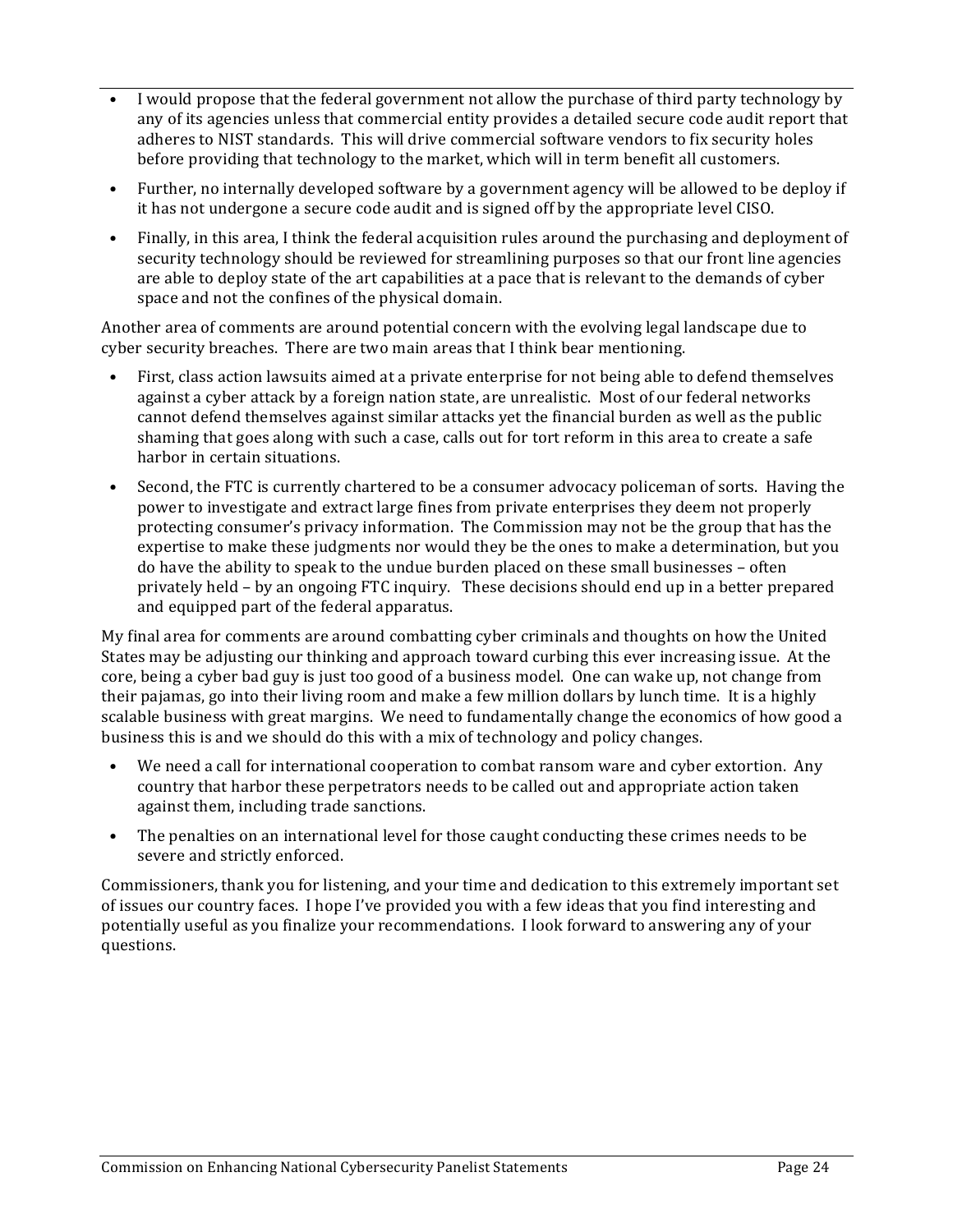- I would propose that the federal government not allow the purchase of third party technology by any of its agencies unless that commercial entity provides a detailed secure code audit report that adheres to NIST standards. This will drive commercial software vendors to fix security holes before providing that technology to the market, which will in term benefit all customers.
- Further, no internally developed software by a government agency will be allowed to be deploy if it has not undergone a secure code audit and is signed off by the appropriate level CISO.
- Finally, in this area, I think the federal acquisition rules around the purchasing and deployment of security technology should be reviewed for streamlining purposes so that our front line agencies are able to deploy state of the art capabilities at a pace that is relevant to the demands of cyber space and not the confines of the physical domain.

Another area of comments are around potential concern with the evolving legal landscape due to cyber security breaches. There are two main areas that I think bear mentioning.

- First, class action lawsuits aimed at a private enterprise for not being able to defend themselves against a cyber attack by a foreign nation state, are unrealistic. Most of our federal networks cannot defend themselves against similar attacks yet the financial burden as well as the public shaming that goes along with such a case, calls out for tort reform in this area to create a safe harbor in certain situations.
- Second, the FTC is currently chartered to be a consumer advocacy policeman of sorts. Having the power to investigate and extract large fines from private enterprises they deem not properly protecting consumer's privacy information. The Commission may not be the group that has the expertise to make these judgments nor would they be the ones to make a determination, but you do have the ability to speak to the undue burden placed on these small businesses – often privately held – by an ongoing FTC inquiry. These decisions should end up in a better prepared and equipped part of the federal apparatus.

My final area for comments are around combatting cyber criminals and thoughts on how the United States may be adjusting our thinking and approach toward curbing this ever increasing issue. At the core, being a cyber bad guy is just too good of a business model. One can wake up, not change from their pajamas, go into their living room and make a few million dollars by lunch time. It is a highly scalable business with great margins. We need to fundamentally change the economics of how good a business this is and we should do this with a mix of technology and policy changes.

- We need a call for international cooperation to combat ransom ware and cyber extortion. Any country that harbor these perpetrators needs to be called out and appropriate action taken against them, including trade sanctions.
- The penalties on an international level for those caught conducting these crimes needs to be severe and strictly enforced.

Commissioners, thank you for listening, and your time and dedication to this extremely important set of issues our country faces. I hope I've provided you with a few ideas that you find interesting and potentially useful as you finalize your recommendations. I look forward to answering any of your questions.